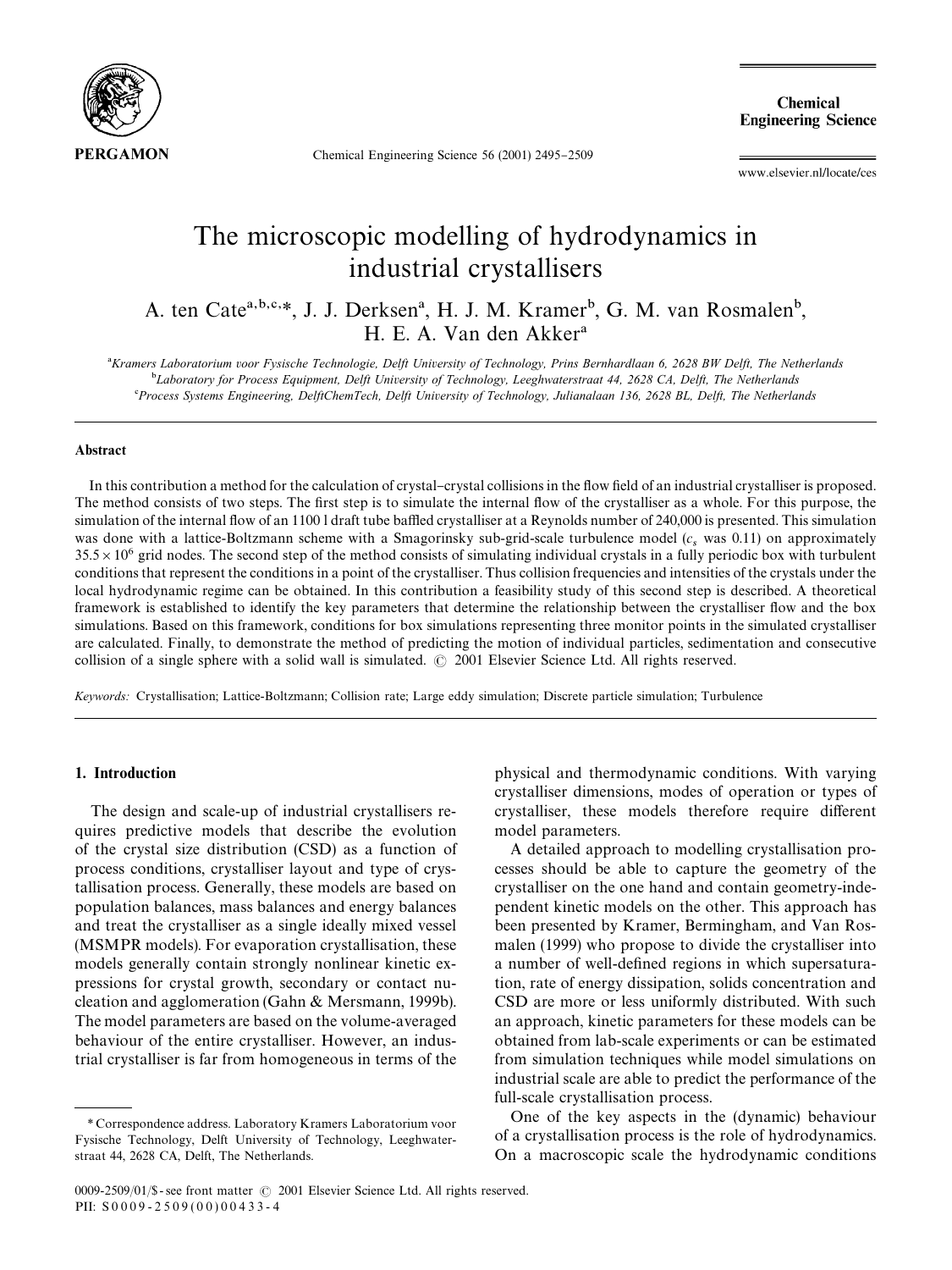# The microscopic modelling of hydrodynamics in industrial crystallisers

A. ten Cate[a,b,c,*], J. J. Derksen[a], H. J. M. Kramer[b], G. M. van Rosmalen[b], H. E. A. Van den Akker[a]

[a]Kramers Laboratorium voor Fysische Technologie, Delft University of Technology, Prins Bernhardlaan 6, 2628 BW Delft, The Netherlands
[b]Laboratory for Process Equipment, Delft University of Technology, Leeghwaterstraat 44, 2628 CA, Delft, The Netherlands
[c]Process Systems Engineering, DelftChemTech, Delft University of Technology, Julianalaan 136, 2628 BL, Delft, The Netherlands

## Abstract

In this contribution a method for the calculation of crystal–crystal collisions in the flow field of an industrial crystalliser is proposed. The method consists of two steps. The first step is to simulate the internal flow of the crystalliser as a whole. For this purpose, the simulation of the internal flow of an 1100 l draft tube baffled crystalliser at a Reynolds number of 240,000 is presented. This simulation was done with a lattice-Boltzmann scheme with a Smagorinsky sub-grid-scale turbulence model ($c_s$ was 0.11) on approximately $35.5 \times 10^6$ grid nodes. The second step of the method consists of simulating individual crystals in a fully periodic box with turbulent conditions that represent the conditions in a point of the crystalliser. Thus collision frequencies and intensities of the crystals under the local hydrodynamic regime can be obtained. In this contribution a feasibility study of this second step is described. A theoretical framework is established to identify the key parameters that determine the relationship between the crystalliser flow and the box simulations. Based on this framework, conditions for box simulations representing three monitor points in the simulated crystalliser are calculated. Finally, to demonstrate the method of predicting the motion of individual particles, sedimentation and consecutive collision of a single sphere with a solid wall is simulated. © 2001 Elsevier Science Ltd. All rights reserved.

*Keywords:* Crystallisation; Lattice-Boltzmann; Collision rate; Large eddy simulation; Discrete particle simulation; Turbulence

## 1. Introduction

The design and scale-up of industrial crystallisers requires predictive models that describe the evolution of the crystal size distribution (CSD) as a function of process conditions, crystalliser layout and type of crystallisation process. Generally, these models are based on population balances, mass balances and energy balances and treat the crystalliser as a single ideally mixed vessel (MSMPR models). For evaporation crystallisation, these models generally contain strongly nonlinear kinetic expressions for crystal growth, secondary or contact nucleation and agglomeration (Gahn & Mersmann, 1999b). The model parameters are based on the volume-averaged behaviour of the entire crystalliser. However, an industrial crystalliser is far from homogeneous in terms of the physical and thermodynamic conditions. With varying crystalliser dimensions, modes of operation or types of crystalliser, these models therefore require different model parameters.

A detailed approach to modelling crystallisation processes should be able to capture the geometry of the crystalliser on the one hand and contain geometry-independent kinetic models on the other. This approach has been presented by Kramer, Bermingham, and Van Rosmalen (1999) who propose to divide the crystalliser into a number of well-defined regions in which supersaturation, rate of energy dissipation, solids concentration and CSD are more or less uniformly distributed. With such an approach, kinetic parameters for these models can be obtained from lab-scale experiments or can be estimated from simulation techniques while model simulations on industrial scale are able to predict the performance of the full-scale crystallisation process.

One of the key aspects in the (dynamic) behaviour of a crystallisation process is the role of hydrodynamics. On a macroscopic scale the hydrodynamic conditions

* Correspondence address. Laboratory Kramers Laboratorium voor Fysische Technology, Delft University of Technology, Leeghwaterstraat 44, 2628 CA, Delft, The Netherlands.

0009-2509/01/$ - see front matter © 2001 Elsevier Science Ltd. All rights reserved.
PII: S0009-2509(00)00433-4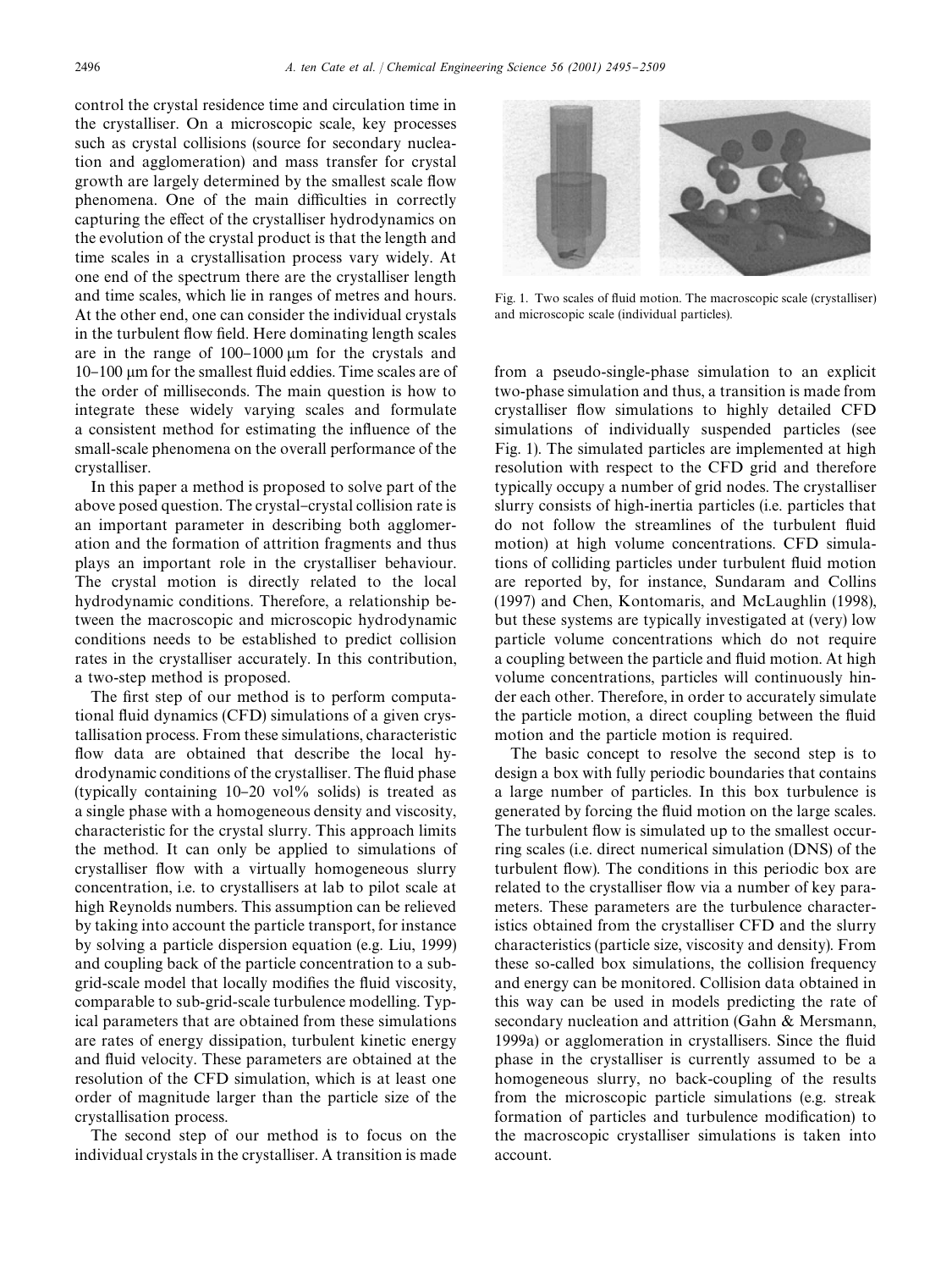control the crystal residence time and circulation time in the crystalliser. On a microscopic scale, key processes such as crystal collisions (source for secondary nucleation and agglomeration) and mass transfer for crystal growth are largely determined by the smallest scale flow phenomena. One of the main difficulties in correctly capturing the effect of the crystalliser hydrodynamics on the evolution of the crystal product is that the length and time scales in a crystallisation process vary widely. At one end of the spectrum there are the crystalliser length and time scales, which lie in ranges of metres and hours. At the other end, one can consider the individual crystals in the turbulent flow field. Here dominating length scales are in the range of 100–1000 μm for the crystals and 10–100 μm for the smallest fluid eddies. Time scales are of the order of milliseconds. The main question is how to integrate these widely varying scales and formulate a consistent method for estimating the influence of the small-scale phenomena on the overall performance of the crystalliser.

In this paper a method is proposed to solve part of the above posed question. The crystal–crystal collision rate is an important parameter in describing both agglomeration and the formation of attrition fragments and thus plays an important role in the crystalliser behaviour. The crystal motion is directly related to the local hydrodynamic conditions. Therefore, a relationship between the macroscopic and microscopic hydrodynamic conditions needs to be established to predict collision rates in the crystalliser accurately. In this contribution, a two-step method is proposed.

The first step of our method is to perform computational fluid dynamics (CFD) simulations of a given crystallisation process. From these simulations, characteristic flow data are obtained that describe the local hydrodynamic conditions of the crystalliser. The fluid phase (typically containing 10–20 vol% solids) is treated as a single phase with a homogeneous density and viscosity, characteristic for the crystal slurry. This approach limits the method. It can only be applied to simulations of crystalliser flow with a virtually homogeneous slurry concentration, i.e. to crystallisers at lab to pilot scale at high Reynolds numbers. This assumption can be relieved by taking into account the particle transport, for instance by solving a particle dispersion equation (e.g. Liu, 1999) and coupling back of the particle concentration to a sub-grid-scale model that locally modifies the fluid viscosity, comparable to sub-grid-scale turbulence modelling. Typical parameters that are obtained from these simulations are rates of energy dissipation, turbulent kinetic energy and fluid velocity. These parameters are obtained at the resolution of the CFD simulation, which is at least one order of magnitude larger than the particle size of the crystallisation process.

The second step of our method is to focus on the individual crystals in the crystalliser. A transition is made from a pseudo-single-phase simulation to an explicit two-phase simulation and thus, a transition is made from crystalliser flow simulations to highly detailed CFD simulations of individually suspended particles (see Fig. 1). The simulated particles are implemented at high resolution with respect to the CFD grid and therefore typically occupy a number of grid nodes. The crystalliser slurry consists of high-inertia particles (i.e. particles that do not follow the streamlines of the turbulent fluid motion) at high volume concentrations. CFD simulations of colliding particles under turbulent fluid motion are reported by, for instance, Sundaram and Collins (1997) and Chen, Kontomaris, and McLaughlin (1998), but these systems are typically investigated at (very) low particle volume concentrations which do not require a coupling between the particle and fluid motion. At high volume concentrations, particles will continuously hinder each other. Therefore, in order to accurately simulate the particle motion, a direct coupling between the fluid motion and the particle motion is required.

Fig. 1. Two scales of fluid motion. The macroscopic scale (crystalliser) and microscopic scale (individual particles).

The basic concept to resolve the second step is to design a box with fully periodic boundaries that contains a large number of particles. In this box turbulence is generated by forcing the fluid motion on the large scales. The turbulent flow is simulated up to the smallest occurring scales (i.e. direct numerical simulation (DNS) of the turbulent flow). The conditions in this periodic box are related to the crystalliser flow via a number of key parameters. These parameters are the turbulence characteristics obtained from the crystalliser CFD and the slurry characteristics (particle size, viscosity and density). From these so-called box simulations, the collision frequency and energy can be monitored. Collision data obtained in this way can be used in models predicting the rate of secondary nucleation and attrition (Gahn & Mersmann, 1999a) or agglomeration in crystallisers. Since the fluid phase in the crystalliser is currently assumed to be a homogeneous slurry, no back-coupling of the results from the microscopic particle simulations (e.g. streak formation of particles and turbulence modification) to the macroscopic crystalliser simulations is taken into account.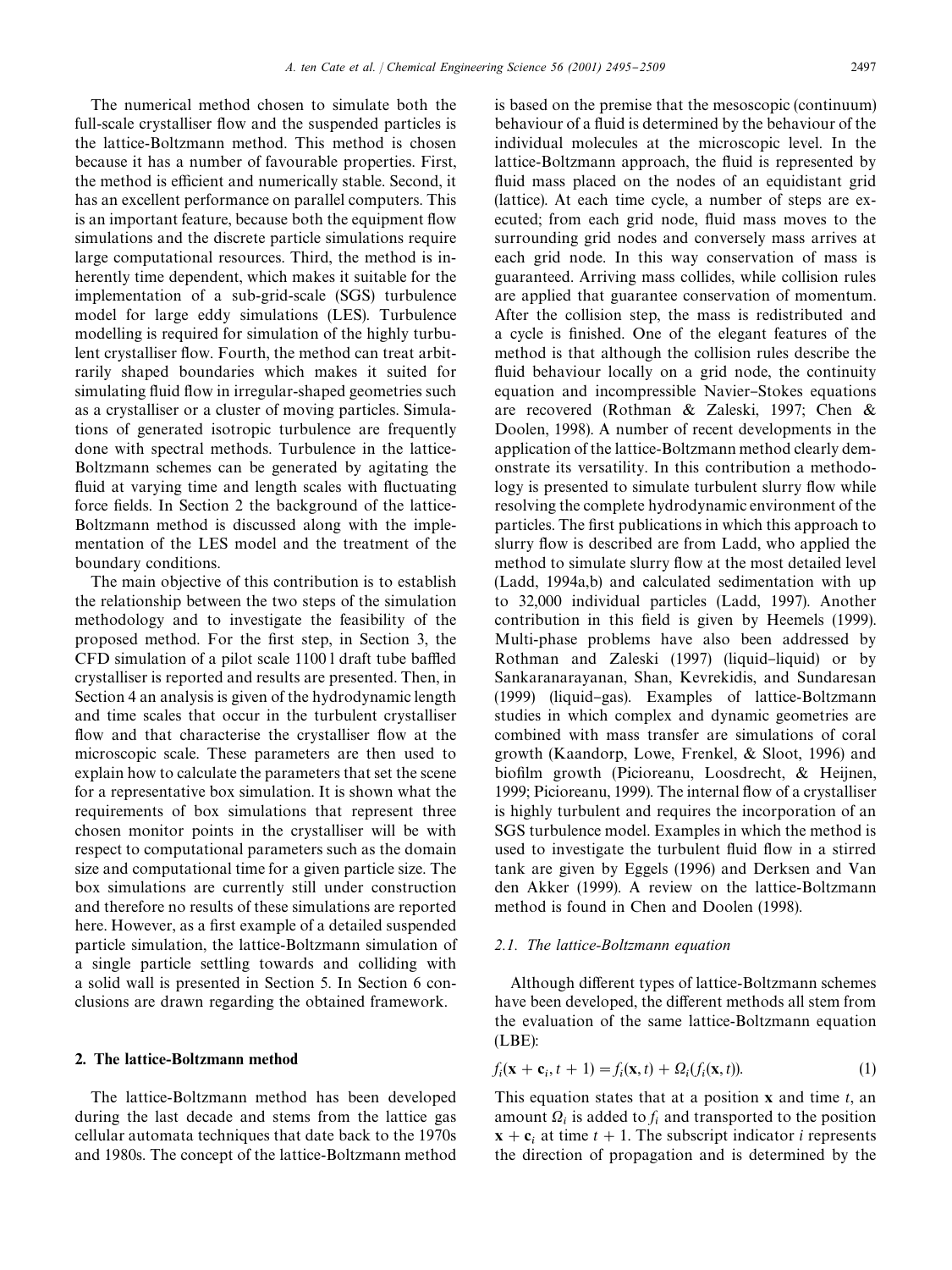The numerical method chosen to simulate both the full-scale crystalliser flow and the suspended particles is the lattice-Boltzmann method. This method is chosen because it has a number of favourable properties. First, the method is efficient and numerically stable. Second, it has an excellent performance on parallel computers. This is an important feature, because both the equipment flow simulations and the discrete particle simulations require large computational resources. Third, the method is inherently time dependent, which makes it suitable for the implementation of a sub-grid-scale (SGS) turbulence model for large eddy simulations (LES). Turbulence modelling is required for simulation of the highly turbulent crystalliser flow. Fourth, the method can treat arbitrarily shaped boundaries which makes it suited for simulating fluid flow in irregular-shaped geometries such as a crystalliser or a cluster of moving particles. Simulations of generated isotropic turbulence are frequently done with spectral methods. Turbulence in the lattice-Boltzmann schemes can be generated by agitating the fluid at varying time and length scales with fluctuating force fields. In Section 2 the background of the lattice-Boltzmann method is discussed along with the implementation of the LES model and the treatment of the boundary conditions.

The main objective of this contribution is to establish the relationship between the two steps of the simulation methodology and to investigate the feasibility of the proposed method. For the first step, in Section 3, the CFD simulation of a pilot scale 1100 l draft tube baffled crystalliser is reported and results are presented. Then, in Section 4 an analysis is given of the hydrodynamic length and time scales that occur in the turbulent crystalliser flow and that characterise the crystalliser flow at the microscopic scale. These parameters are then used to explain how to calculate the parameters that set the scene for a representative box simulation. It is shown what the requirements of box simulations that represent three chosen monitor points in the crystalliser will be with respect to computational parameters such as the domain size and computational time for a given particle size. The box simulations are currently still under construction and therefore no results of these simulations are reported here. However, as a first example of a detailed suspended particle simulation, the lattice-Boltzmann simulation of a single particle settling towards and colliding with a solid wall is presented in Section 5. In Section 6 conclusions are drawn regarding the obtained framework.

## 2. The lattice-Boltzmann method

The lattice-Boltzmann method has been developed during the last decade and stems from the lattice gas cellular automata techniques that date back to the 1970s and 1980s. The concept of the lattice-Boltzmann method is based on the premise that the mesoscopic (continuum) behaviour of a fluid is determined by the behaviour of the individual molecules at the microscopic level. In the lattice-Boltzmann approach, the fluid is represented by fluid mass placed on the nodes of an equidistant grid (lattice). At each time cycle, a number of steps are executed; from each grid node, fluid mass moves to the surrounding grid nodes and conversely mass arrives at each grid node. In this way conservation of mass is guaranteed. Arriving mass collides, while collision rules are applied that guarantee conservation of momentum. After the collision step, the mass is redistributed and a cycle is finished. One of the elegant features of the method is that although the collision rules describe the fluid behaviour locally on a grid node, the continuity equation and incompressible Navier–Stokes equations are recovered (Rothman & Zaleski, 1997; Chen & Doolen, 1998). A number of recent developments in the application of the lattice-Boltzmann method clearly demonstrate its versatility. In this contribution a methodology is presented to simulate turbulent slurry flow while resolving the complete hydrodynamic environment of the particles. The first publications in which this approach to slurry flow is described are from Ladd, who applied the method to simulate slurry flow at the most detailed level (Ladd, 1994a,b) and calculated sedimentation with up to 32,000 individual particles (Ladd, 1997). Another contribution in this field is given by Heemels (1999). Multi-phase problems have also been addressed by Rothman and Zaleski (1997) (liquid–liquid) or by Sankaranarayanan, Shan, Kevrekidis, and Sundaresan (1999) (liquid–gas). Examples of lattice-Boltzmann studies in which complex and dynamic geometries are combined with mass transfer are simulations of coral growth (Kaandorp, Lowe, Frenkel, & Sloot, 1996) and biofilm growth (Picioreanu, Loosdrecht, & Heijnen, 1999; Picioreanu, 1999). The internal flow of a crystalliser is highly turbulent and requires the incorporation of an SGS turbulence model. Examples in which the method is used to investigate the turbulent fluid flow in a stirred tank are given by Eggels (1996) and Derksen and Van den Akker (1999). A review on the lattice-Boltzmann method is found in Chen and Doolen (1998).

### 2.1. The lattice-Boltzmann equation

Although different types of lattice-Boltzmann schemes have been developed, the different methods all stem from the evaluation of the same lattice-Boltzmann equation (LBE):

$$f_i(\mathbf{x} + \mathbf{c}_i, t + 1) = f_i(\mathbf{x}, t) + \Omega_i(f_i(\mathbf{x}, t)). \quad (1)$$

This equation states that at a position $\mathbf{x}$ and time $t$, an amount $\Omega_i$ is added to $f_i$ and transported to the position $\mathbf{x} + \mathbf{c}_i$ at time $t + 1$. The subscript indicator $i$ represents the direction of propagation and is determined by the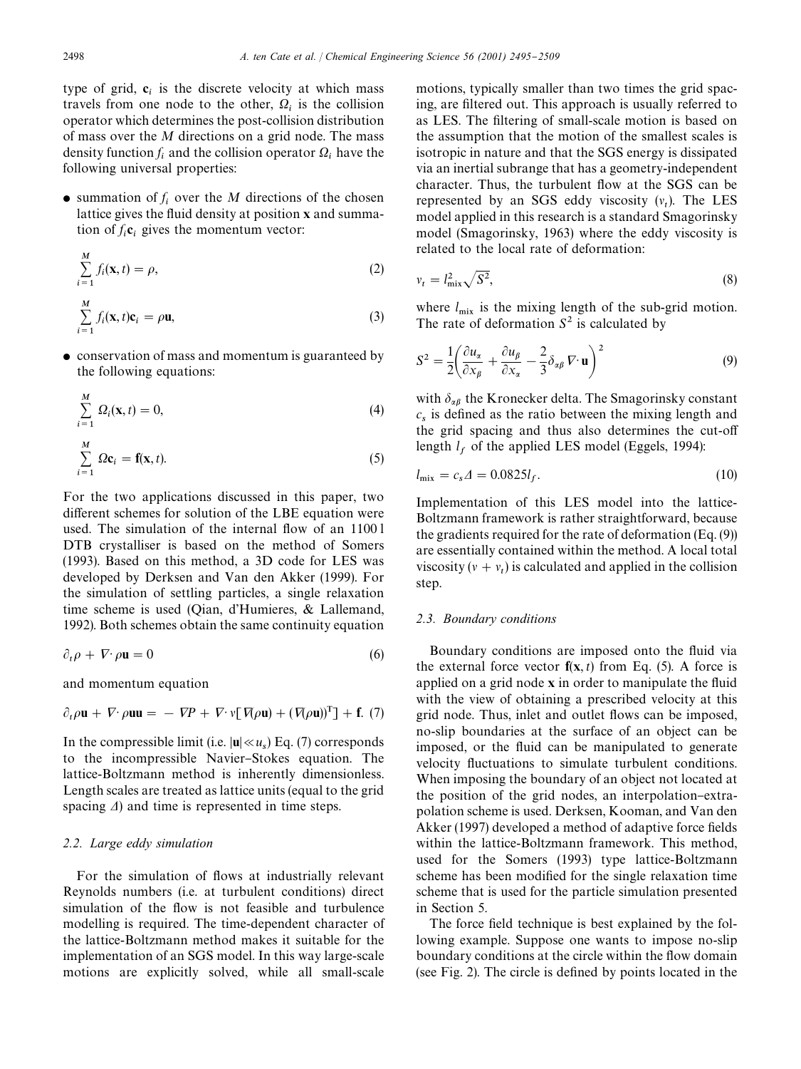type of grid, $\mathbf{c}_i$ is the discrete velocity at which mass travels from one node to the other, $\Omega_i$ is the collision operator which determines the post-collision distribution of mass over the $M$ directions on a grid node. The mass density function $f_i$ and the collision operator $\Omega_i$ have the following universal properties:

- summation of $f_i$ over the $M$ directions of the chosen lattice gives the fluid density at position $\mathbf{x}$ and summation of $f_i\mathbf{c}_i$ gives the momentum vector:

$$\sum_{i=1}^{M} f_i(\mathbf{x}, t) = \rho, \tag{2}$$

$$\sum_{i=1}^{M} f_i(\mathbf{x}, t)\mathbf{c}_i = \rho\mathbf{u}, \tag{3}$$

- conservation of mass and momentum is guaranteed by the following equations:

$$\sum_{i=1}^{M} \Omega_i(\mathbf{x}, t) = 0, \tag{4}$$

$$\sum_{i=1}^{M} \Omega\mathbf{c}_i = \mathbf{f}(\mathbf{x}, t). \tag{5}$$

For the two applications discussed in this paper, two different schemes for solution of the LBE equation were used. The simulation of the internal flow of an 1100 l DTB crystalliser is based on the method of Somers (1993). Based on this method, a 3D code for LES was developed by Derksen and Van den Akker (1999). For the simulation of settling particles, a single relaxation time scheme is used (Qian, d'Humieres, & Lallemand, 1992). Both schemes obtain the same continuity equation

$$\partial_t \rho + \nabla \cdot \rho\mathbf{u} = 0 \tag{6}$$

and momentum equation

$$\partial_t \rho\mathbf{u} + \nabla \cdot \rho\mathbf{u}\mathbf{u} = -\nabla P + \nabla \cdot \nu[\nabla(\rho\mathbf{u}) + (\nabla(\rho\mathbf{u}))^{\mathrm{T}}] + \mathbf{f}. \tag{7}$$

In the compressible limit (i.e. $|\mathbf{u}| \ll u_s$) Eq. (7) corresponds to the incompressible Navier–Stokes equation. The lattice-Boltzmann method is inherently dimensionless. Length scales are treated as lattice units (equal to the grid spacing $\Delta$) and time is represented in time steps.

### 2.2. Large eddy simulation

For the simulation of flows at industrially relevant Reynolds numbers (i.e. at turbulent conditions) direct simulation of the flow is not feasible and turbulence modelling is required. The time-dependent character of the lattice-Boltzmann method makes it suitable for the implementation of an SGS model. In this way large-scale motions are explicitly solved, while all small-scale motions, typically smaller than two times the grid spacing, are filtered out. This approach is usually referred to as LES. The filtering of small-scale motion is based on the assumption that the motion of the smallest scales is isotropic in nature and that the SGS energy is dissipated via an inertial subrange that has a geometry-independent character. Thus, the turbulent flow at the SGS can be represented by an SGS eddy viscosity ($\nu_t$). The LES model applied in this research is a standard Smagorinsky model (Smagorinsky, 1963) where the eddy viscosity is related to the local rate of deformation:

$$\nu_t = l_{\mathrm{mix}}^2 \sqrt{S^2}, \tag{8}$$

where $l_{\mathrm{mix}}$ is the mixing length of the sub-grid motion. The rate of deformation $S^2$ is calculated by

$$S^2 = \frac{1}{2}\left(\frac{\partial u_\alpha}{\partial x_\beta} + \frac{\partial u_\beta}{\partial x_\alpha} - \frac{2}{3}\delta_{\alpha\beta}\nabla \cdot \mathbf{u}\right)^2 \tag{9}$$

with $\delta_{\alpha\beta}$ the Kronecker delta. The Smagorinsky constant $c_s$ is defined as the ratio between the mixing length and the grid spacing and thus also determines the cut-off length $l_f$ of the applied LES model (Eggels, 1994):

$$l_{\mathrm{mix}} = c_s \Delta = 0.0825 l_f. \tag{10}$$

Implementation of this LES model into the lattice-Boltzmann framework is rather straightforward, because the gradients required for the rate of deformation (Eq. (9)) are essentially contained within the method. A local total viscosity ($\nu + \nu_t$) is calculated and applied in the collision step.

### 2.3. Boundary conditions

Boundary conditions are imposed onto the fluid via the external force vector $\mathbf{f}(\mathbf{x}, t)$ from Eq. (5). A force is applied on a grid node $\mathbf{x}$ in order to manipulate the fluid with the view of obtaining a prescribed velocity at this grid node. Thus, inlet and outlet flows can be imposed, no-slip boundaries at the surface of an object can be imposed, or the fluid can be manipulated to generate velocity fluctuations to simulate turbulent conditions. When imposing the boundary of an object not located at the position of the grid nodes, an interpolation–extrapolation scheme is used. Derksen, Kooman, and Van den Akker (1997) developed a method of adaptive force fields within the lattice-Boltzmann framework. This method, used for the Somers (1993) type lattice-Boltzmann scheme has been modified for the single relaxation time scheme that is used for the particle simulation presented in Section 5.

The force field technique is best explained by the following example. Suppose one wants to impose no-slip boundary conditions at the circle within the flow domain (see Fig. 2). The circle is defined by points located in the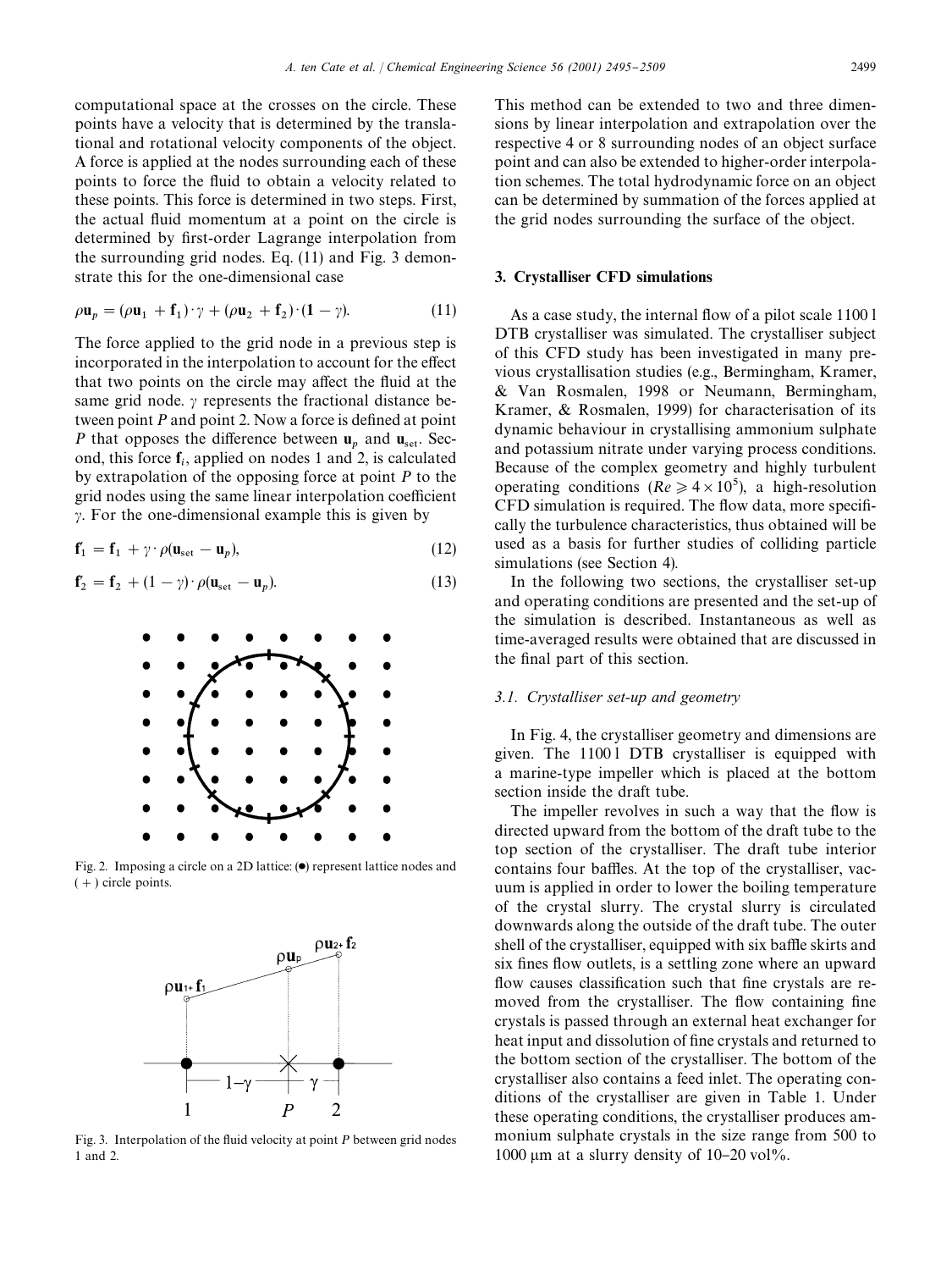computational space at the crosses on the circle. These points have a velocity that is determined by the translational and rotational velocity components of the object. A force is applied at the nodes surrounding each of these points to force the fluid to obtain a velocity related to these points. This force is determined in two steps. First, the actual fluid momentum at a point on the circle is determined by first-order Lagrange interpolation from the surrounding grid nodes. Eq. (11) and Fig. 3 demonstrate this for the one-dimensional case

$$\rho \mathbf{u}_p = (\rho \mathbf{u}_1 + \mathbf{f}_1)\cdot\gamma + (\rho \mathbf{u}_2 + \mathbf{f}_2)\cdot(1-\gamma). \tag{11}$$

The force applied to the grid node in a previous step is incorporated in the interpolation to account for the effect that two points on the circle may affect the fluid at the same grid node. $\gamma$ represents the fractional distance between point $P$ and point 2. Now a force is defined at point $P$ that opposes the difference between $\mathbf{u}_p$ and $\mathbf{u}_{\text{set}}$. Second, this force $\mathbf{f}_i$, applied on nodes 1 and 2, is calculated by extrapolation of the opposing force at point $P$ to the grid nodes using the same linear interpolation coefficient $\gamma$. For the one-dimensional example this is given by

$$\mathbf{f}_1' = \mathbf{f}_1 + \gamma\cdot\rho(\mathbf{u}_{\text{set}} - \mathbf{u}_p), \tag{12}$$

$$\mathbf{f}_2' = \mathbf{f}_2 + (1-\gamma)\cdot\rho(\mathbf{u}_{\text{set}} - \mathbf{u}_p). \tag{13}$$

Fig. 2. Imposing a circle on a 2D lattice: (●) represent lattice nodes and (+) circle points.

Fig. 3. Interpolation of the fluid velocity at point $P$ between grid nodes 1 and 2.

This method can be extended to two and three dimensions by linear interpolation and extrapolation over the respective 4 or 8 surrounding nodes of an object surface point and can also be extended to higher-order interpolation schemes. The total hydrodynamic force on an object can be determined by summation of the forces applied at the grid nodes surrounding the surface of the object.

## 3. Crystalliser CFD simulations

As a case study, the internal flow of a pilot scale 1100 l DTB crystalliser was simulated. The crystalliser subject of this CFD study has been investigated in many previous crystallisation studies (e.g., Bermingham, Kramer, & Van Rosmalen, 1998 or Neumann, Bermingham, Kramer, & Rosmalen, 1999) for characterisation of its dynamic behaviour in crystallising ammonium sulphate and potassium nitrate under varying process conditions. Because of the complex geometry and highly turbulent operating conditions ($Re \geqslant 4\times10^5$), a high-resolution CFD simulation is required. The flow data, more specifically the turbulence characteristics, thus obtained will be used as a basis for further studies of colliding particle simulations (see Section 4).

In the following two sections, the crystalliser set-up and operating conditions are presented and the set-up of the simulation is described. Instantaneous as well as time-averaged results were obtained that are discussed in the final part of this section.

### 3.1. Crystalliser set-up and geometry

In Fig. 4, the crystalliser geometry and dimensions are given. The 1100 l DTB crystalliser is equipped with a marine-type impeller which is placed at the bottom section inside the draft tube.

The impeller revolves in such a way that the flow is directed upward from the bottom of the draft tube to the top section of the crystalliser. The draft tube interior contains four baffles. At the top of the crystalliser, vacuum is applied in order to lower the boiling temperature of the crystal slurry. The crystal slurry is circulated downwards along the outside of the draft tube. The outer shell of the crystalliser, equipped with six baffle skirts and six fines flow outlets, is a settling zone where an upward flow causes classification such that fine crystals are removed from the crystalliser. The flow containing fine crystals is passed through an external heat exchanger for heat input and dissolution of fine crystals and returned to the bottom section of the crystalliser. The bottom of the crystalliser also contains a feed inlet. The operating conditions of the crystalliser are given in Table 1. Under these operating conditions, the crystalliser produces ammonium sulphate crystals in the size range from 500 to 1000 μm at a slurry density of 10–20 vol%.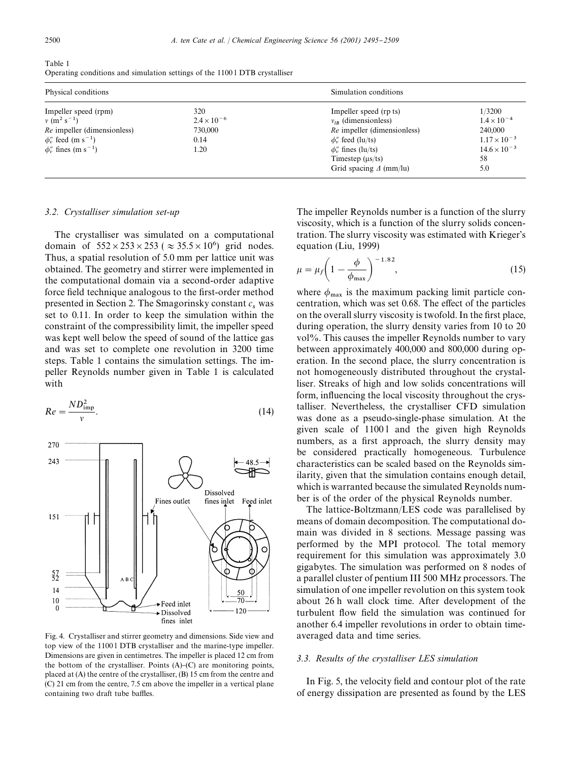Table 1
Operating conditions and simulation settings of the 1100 l DTB crystalliser

| Physical conditions | | Simulation conditions | |
|---|---|---|---|
| Impeller speed (rpm) | 320 | Impeller speed (rp ts) | 1/3200 |
| $\nu$ ($m^2 s^{-1}$) | $2.4 \times 10^{-6}$ | $\nu_{IB}$ (dimensionless) | $1.4 \times 10^{-4}$ |
| *Re* impeller (dimensionless) | 730,000 | *Re* impeller (dimensionless) | 240,000 |
| $\phi_v''$ feed ($m\ s^{-1}$) | 0.14 | $\phi_v''$ feed (lu/ts) | $1.17 \times 10^{-3}$ |
| $\phi_v''$ fines ($m\ s^{-1}$) | 1.20 | $\phi_v''$ fines (lu/ts) | $14.6 \times 10^{-3}$ |
| | | Timestep (μs/ts) | 58 |
| | | Grid spacing $\Delta$ (mm/lu) | 5.0 |

### 3.2. Crystalliser simulation set-up

The crystalliser was simulated on a computational domain of $552 \times 253 \times 253$ ($\approx 35.5 \times 10^6$) grid nodes. Thus, a spatial resolution of 5.0 mm per lattice unit was obtained. The geometry and stirrer were implemented in the computational domain via a second-order adaptive force field technique analogous to the first-order method presented in Section 2. The Smagorinsky constant $c_s$ was set to 0.11. In order to keep the simulation within the constraint of the compressibility limit, the impeller speed was kept well below the speed of sound of the lattice gas and was set to complete one revolution in 3200 time steps. Table 1 contains the simulation settings. The impeller Reynolds number given in Table 1 is calculated with

$$Re = \frac{ND_{imp}^2}{\nu}. \tag{14}$$

Fig. 4. Crystalliser and stirrer geometry and dimensions. Side view and top view of the 1100 l DTB crystalliser and the marine-type impeller. Dimensions are given in centimetres. The impeller is placed 12 cm from the bottom of the crystalliser. Points (A)–(C) are monitoring points, placed at (A) the centre of the crystalliser, (B) 15 cm from the centre and (C) 21 cm from the centre, 7.5 cm above the impeller in a vertical plane containing two draft tube baffles.

The impeller Reynolds number is a function of the slurry viscosity, which is a function of the slurry solids concentration. The slurry viscosity was estimated with Krieger's equation (Liu, 1999)

$$\mu = \mu_f \left(1 - \frac{\phi}{\phi_{max}}\right)^{-1.82}, \tag{15}$$

where $\phi_{max}$ is the maximum packing limit particle concentration, which was set 0.68. The effect of the particles on the overall slurry viscosity is twofold. In the first place, during operation, the slurry density varies from 10 to 20 vol%. This causes the impeller Reynolds number to vary between approximately 400,000 and 800,000 during operation. In the second place, the slurry concentration is not homogeneously distributed throughout the crystalliser. Streaks of high and low solids concentrations will form, influencing the local viscosity throughout the crystalliser. Nevertheless, the crystalliser CFD simulation was done as a pseudo-single-phase simulation. At the given scale of 1100 l and the given high Reynolds numbers, as a first approach, the slurry density may be considered practically homogeneous. Turbulence characteristics can be scaled based on the Reynolds similarity, given that the simulation contains enough detail, which is warranted because the simulated Reynolds number is of the order of the physical Reynolds number.

The lattice-Boltzmann/LES code was parallelised by means of domain decomposition. The computational domain was divided in 8 sections. Message passing was performed by the MPI protocol. The total memory requirement for this simulation was approximately 3.0 gigabytes. The simulation was performed on 8 nodes of a parallel cluster of pentium III 500 MHz processors. The simulation of one impeller revolution on this system took about 26 h wall clock time. After development of the turbulent flow field the simulation was continued for another 6.4 impeller revolutions in order to obtain time-averaged data and time series.

### 3.3. Results of the crystalliser LES simulation

In Fig. 5, the velocity field and contour plot of the rate of energy dissipation are presented as found by the LES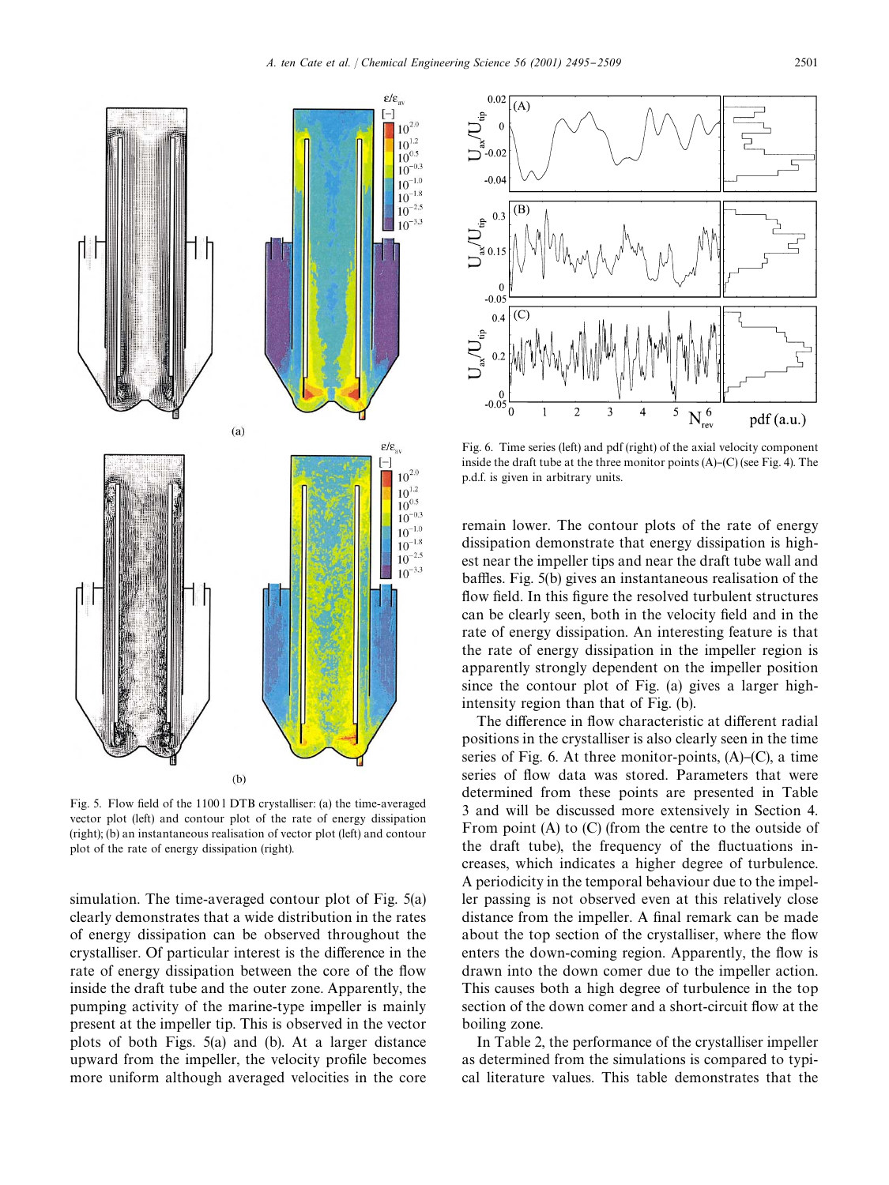Fig. 5. Flow field of the 1100 l DTB crystalliser: (a) the time-averaged vector plot (left) and contour plot of the rate of energy dissipation (right); (b) an instantaneous realisation of vector plot (left) and contour plot of the rate of energy dissipation (right).

Fig. 6. Time series (left) and pdf (right) of the axial velocity component inside the draft tube at the three monitor points (A)–(C) (see Fig. 4). The p.d.f. is given in arbitrary units.

simulation. The time-averaged contour plot of Fig. 5(a) clearly demonstrates that a wide distribution in the rates of energy dissipation can be observed throughout the crystalliser. Of particular interest is the difference in the rate of energy dissipation between the core of the flow inside the draft tube and the outer zone. Apparently, the pumping activity of the marine-type impeller is mainly present at the impeller tip. This is observed in the vector plots of both Figs. 5(a) and (b). At a larger distance upward from the impeller, the velocity profile becomes more uniform although averaged velocities in the core remain lower. The contour plots of the rate of energy dissipation demonstrate that energy dissipation is highest near the impeller tips and near the draft tube wall and baffles. Fig. 5(b) gives an instantaneous realisation of the flow field. In this figure the resolved turbulent structures can be clearly seen, both in the velocity field and in the rate of energy dissipation. An interesting feature is that the rate of energy dissipation in the impeller region is apparently strongly dependent on the impeller position since the contour plot of Fig. (a) gives a larger high-intensity region than that of Fig. (b).

The difference in flow characteristic at different radial positions in the crystalliser is also clearly seen in the time series of Fig. 6. At three monitor-points, (A)–(C), a time series of flow data was stored. Parameters that were determined from these points are presented in Table 3 and will be discussed more extensively in Section 4. From point (A) to (C) (from the centre to the outside of the draft tube), the frequency of the fluctuations increases, which indicates a higher degree of turbulence. A periodicity in the temporal behaviour due to the impeller passing is not observed even at this relatively close distance from the impeller. A final remark can be made about the top section of the crystalliser, where the flow enters the down-coming region. Apparently, the flow is drawn into the down comer due to the impeller action. This causes both a high degree of turbulence in the top section of the down comer and a short-circuit flow at the boiling zone.

In Table 2, the performance of the crystalliser impeller as determined from the simulations is compared to typical literature values. This table demonstrates that the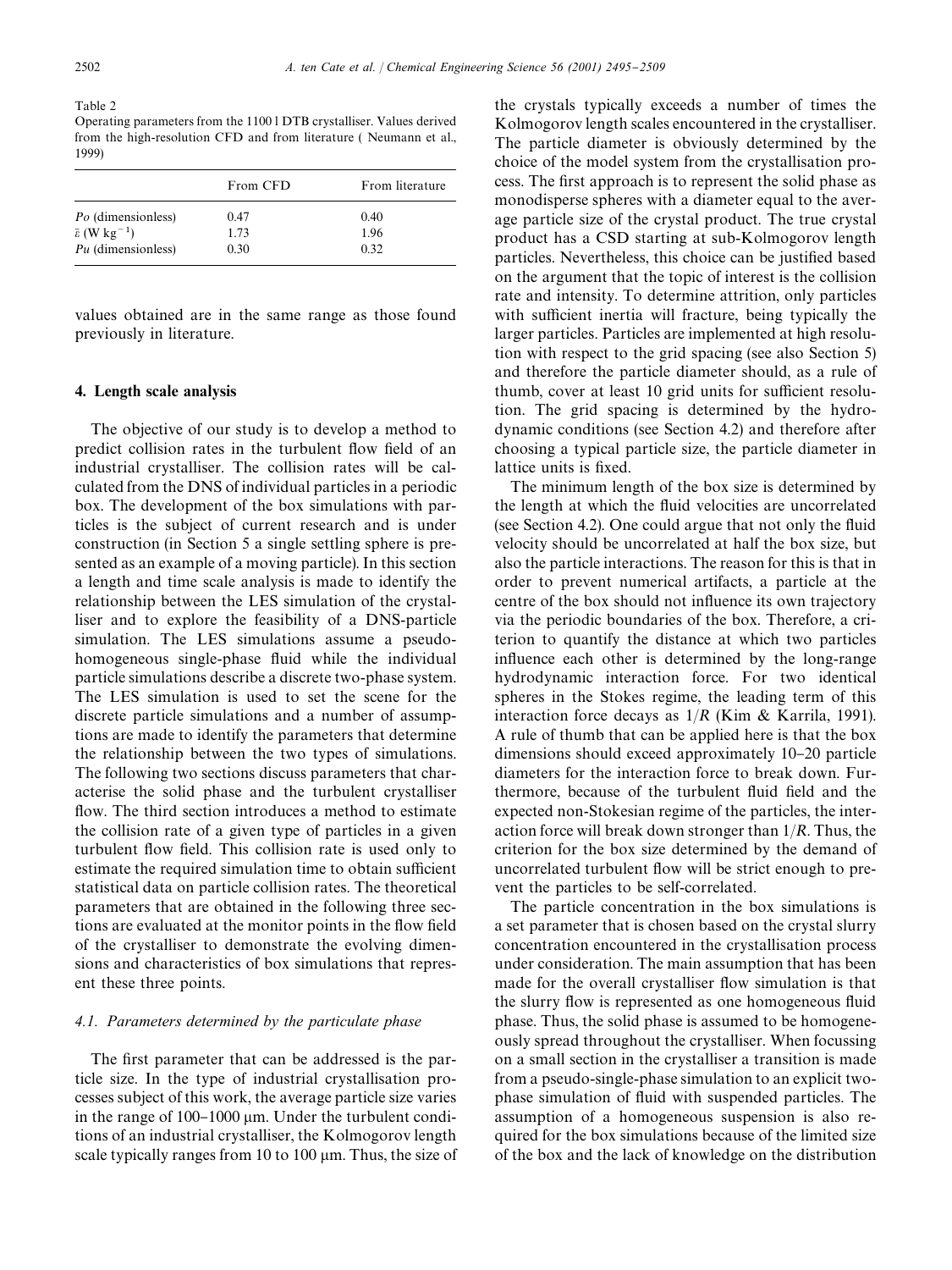Table 2
Operating parameters from the 1100 l DTB crystalliser. Values derived from the high-resolution CFD and from literature ( Neumann et al., 1999)

| | From CFD | From literature |
|---|---|---|
| *Po* (dimensionless) | 0.47 | 0.40 |
| $\bar{\varepsilon}$ (W kg$^{-1}$) | 1.73 | 1.96 |
| *Pu* (dimensionless) | 0.30 | 0.32 |

values obtained are in the same range as those found previously in literature.

## 4. Length scale analysis

The objective of our study is to develop a method to predict collision rates in the turbulent flow field of an industrial crystalliser. The collision rates will be calculated from the DNS of individual particles in a periodic box. The development of the box simulations with particles is the subject of current research and is under construction (in Section 5 a single settling sphere is presented as an example of a moving particle). In this section a length and time scale analysis is made to identify the relationship between the LES simulation of the crystalliser and to explore the feasibility of a DNS-particle simulation. The LES simulations assume a pseudo-homogeneous single-phase fluid while the individual particle simulations describe a discrete two-phase system. The LES simulation is used to set the scene for the discrete particle simulations and a number of assumptions are made to identify the parameters that determine the relationship between the two types of simulations. The following two sections discuss parameters that characterise the solid phase and the turbulent crystalliser flow. The third section introduces a method to estimate the collision rate of a given type of particles in a given turbulent flow field. This collision rate is used only to estimate the required simulation time to obtain sufficient statistical data on particle collision rates. The theoretical parameters that are obtained in the following three sections are evaluated at the monitor points in the flow field of the crystalliser to demonstrate the evolving dimensions and characteristics of box simulations that represent these three points.

### 4.1. Parameters determined by the particulate phase

The first parameter that can be addressed is the particle size. In the type of industrial crystallisation processes subject of this work, the average particle size varies in the range of 100–1000 μm. Under the turbulent conditions of an industrial crystalliser, the Kolmogorov length scale typically ranges from 10 to 100 μm. Thus, the size of the crystals typically exceeds a number of times the Kolmogorov length scales encountered in the crystalliser. The particle diameter is obviously determined by the choice of the model system from the crystallisation process. The first approach is to represent the solid phase as monodisperse spheres with a diameter equal to the average particle size of the crystal product. The true crystal product has a CSD starting at sub-Kolmogorov length particles. Nevertheless, this choice can be justified based on the argument that the topic of interest is the collision rate and intensity. To determine attrition, only particles with sufficient inertia will fracture, being typically the larger particles. Particles are implemented at high resolution with respect to the grid spacing (see also Section 5) and therefore the particle diameter should, as a rule of thumb, cover at least 10 grid units for sufficient resolution. The grid spacing is determined by the hydrodynamic conditions (see Section 4.2) and therefore after choosing a typical particle size, the particle diameter in lattice units is fixed.

The minimum length of the box size is determined by the length at which the fluid velocities are uncorrelated (see Section 4.2). One could argue that not only the fluid velocity should be uncorrelated at half the box size, but also the particle interactions. The reason for this is that in order to prevent numerical artifacts, a particle at the centre of the box should not influence its own trajectory via the periodic boundaries of the box. Therefore, a criterion to quantify the distance at which two particles influence each other is determined by the long-range hydrodynamic interaction force. For two identical spheres in the Stokes regime, the leading term of this interaction force decays as $1/R$ (Kim & Karrila, 1991). A rule of thumb that can be applied here is that the box dimensions should exceed approximately 10–20 particle diameters for the interaction force to break down. Furthermore, because of the turbulent fluid field and the expected non-Stokesian regime of the particles, the interaction force will break down stronger than $1/R$. Thus, the criterion for the box size determined by the demand of uncorrelated turbulent flow will be strict enough to prevent the particles to be self-correlated.

The particle concentration in the box simulations is a set parameter that is chosen based on the crystal slurry concentration encountered in the crystallisation process under consideration. The main assumption that has been made for the overall crystalliser flow simulation is that the slurry flow is represented as one homogeneous fluid phase. Thus, the solid phase is assumed to be homogeneously spread throughout the crystalliser. When focussing on a small section in the crystalliser a transition is made from a pseudo-single-phase simulation to an explicit two-phase simulation of fluid with suspended particles. The assumption of a homogeneous suspension is also required for the box simulations because of the limited size of the box and the lack of knowledge on the distribution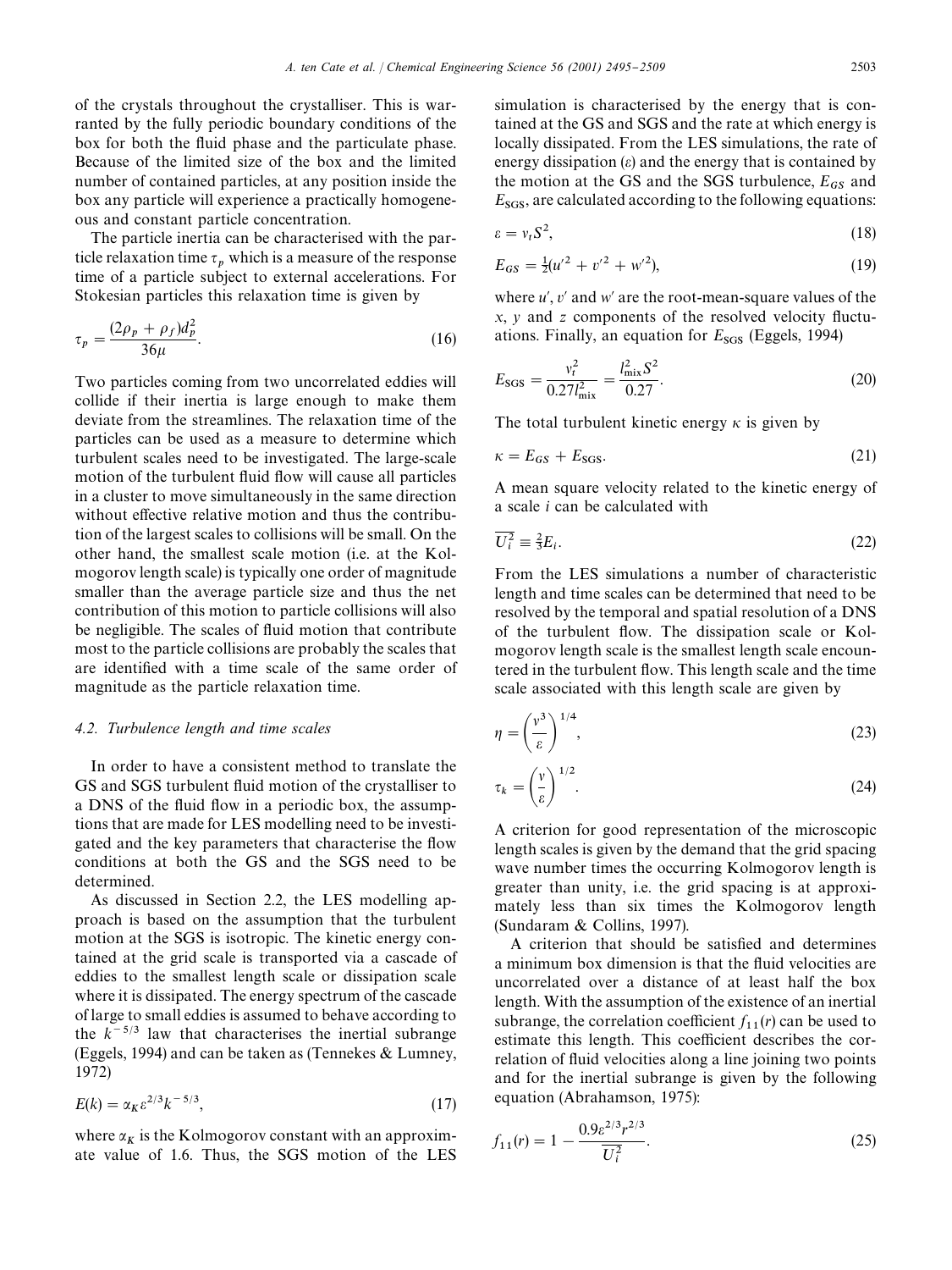of the crystals throughout the crystalliser. This is warranted by the fully periodic boundary conditions of the box for both the fluid phase and the particulate phase. Because of the limited size of the box and the limited number of contained particles, at any position inside the box any particle will experience a practically homogeneous and constant particle concentration.

The particle inertia can be characterised with the particle relaxation time $\tau_p$ which is a measure of the response time of a particle subject to external accelerations. For Stokesian particles this relaxation time is given by

$$\tau_p = \frac{(2\rho_p + \rho_f)d_p^2}{36\mu}. \tag{16}$$

Two particles coming from two uncorrelated eddies will collide if their inertia is large enough to make them deviate from the streamlines. The relaxation time of the particles can be used as a measure to determine which turbulent scales need to be investigated. The large-scale motion of the turbulent fluid flow will cause all particles in a cluster to move simultaneously in the same direction without effective relative motion and thus the contribution of the largest scales to collisions will be small. On the other hand, the smallest scale motion (i.e. at the Kolmogorov length scale) is typically one order of magnitude smaller than the average particle size and thus the net contribution of this motion to particle collisions will also be negligible. The scales of fluid motion that contribute most to the particle collisions are probably the scales that are identified with a time scale of the same order of magnitude as the particle relaxation time.

### 4.2. Turbulence length and time scales

In order to have a consistent method to translate the GS and SGS turbulent fluid motion of the crystalliser to a DNS of the fluid flow in a periodic box, the assumptions that are made for LES modelling need to be investigated and the key parameters that characterise the flow conditions at both the GS and the SGS need to be determined.

As discussed in Section 2.2, the LES modelling approach is based on the assumption that the turbulent motion at the SGS is isotropic. The kinetic energy contained at the grid scale is transported via a cascade of eddies to the smallest length scale or dissipation scale where it is dissipated. The energy spectrum of the cascade of large to small eddies is assumed to behave according to the $k^{-5/3}$ law that characterises the inertial subrange (Eggels, 1994) and can be taken as (Tennekes & Lumney, 1972)

$$E(k) = \alpha_K \varepsilon^{2/3} k^{-5/3}, \tag{17}$$

where $\alpha_K$ is the Kolmogorov constant with an approximate value of 1.6. Thus, the SGS motion of the LES simulation is characterised by the energy that is contained at the GS and SGS and the rate at which energy is locally dissipated. From the LES simulations, the rate of energy dissipation ($\varepsilon$) and the energy that is contained by the motion at the GS and the SGS turbulence, $E_{GS}$ and $E_{SGS}$, are calculated according to the following equations:

$$\varepsilon = \nu_t S^2, \tag{18}$$

$$E_{GS} = \tfrac{1}{2}(u'^2 + v'^2 + w'^2), \tag{19}$$

where $u'$, $v'$ and $w'$ are the root-mean-square values of the $x$, $y$ and $z$ components of the resolved velocity fluctuations. Finally, an equation for $E_{SGS}$ (Eggels, 1994)

$$E_{SGS} = \frac{\nu_t^2}{0.27 l_{mix}^2} = \frac{l_{mix}^2 S^2}{0.27}. \tag{20}$$

The total turbulent kinetic energy $\kappa$ is given by

$$\kappa = E_{GS} + E_{SGS}. \tag{21}$$

A mean square velocity related to the kinetic energy of a scale $i$ can be calculated with

$$\overline{U_i^2} \equiv \tfrac{2}{3}E_i. \tag{22}$$

From the LES simulations a number of characteristic length and time scales can be determined that need to be resolved by the temporal and spatial resolution of a DNS of the turbulent flow. The dissipation scale or Kolmogorov length scale is the smallest length scale encountered in the turbulent flow. This length scale and the time scale associated with this length scale are given by

$$\eta = \left(\frac{\nu^3}{\varepsilon}\right)^{1/4}, \tag{23}$$

$$\tau_k = \left(\frac{\nu}{\varepsilon}\right)^{1/2}. \tag{24}$$

A criterion for good representation of the microscopic length scales is given by the demand that the grid spacing wave number times the occurring Kolmogorov length is greater than unity, i.e. the grid spacing is at approximately less than six times the Kolmogorov length (Sundaram & Collins, 1997).

A criterion that should be satisfied and determines a minimum box dimension is that the fluid velocities are uncorrelated over a distance of at least half the box length. With the assumption of the existence of an inertial subrange, the correlation coefficient $f_{11}(r)$ can be used to estimate this length. This coefficient describes the correlation of fluid velocities along a line joining two points and for the inertial subrange is given by the following equation (Abrahamson, 1975):

$$f_{11}(r) = 1 - \frac{0.9\varepsilon^{2/3} r^{2/3}}{\overline{U_i^2}}. \tag{25}$$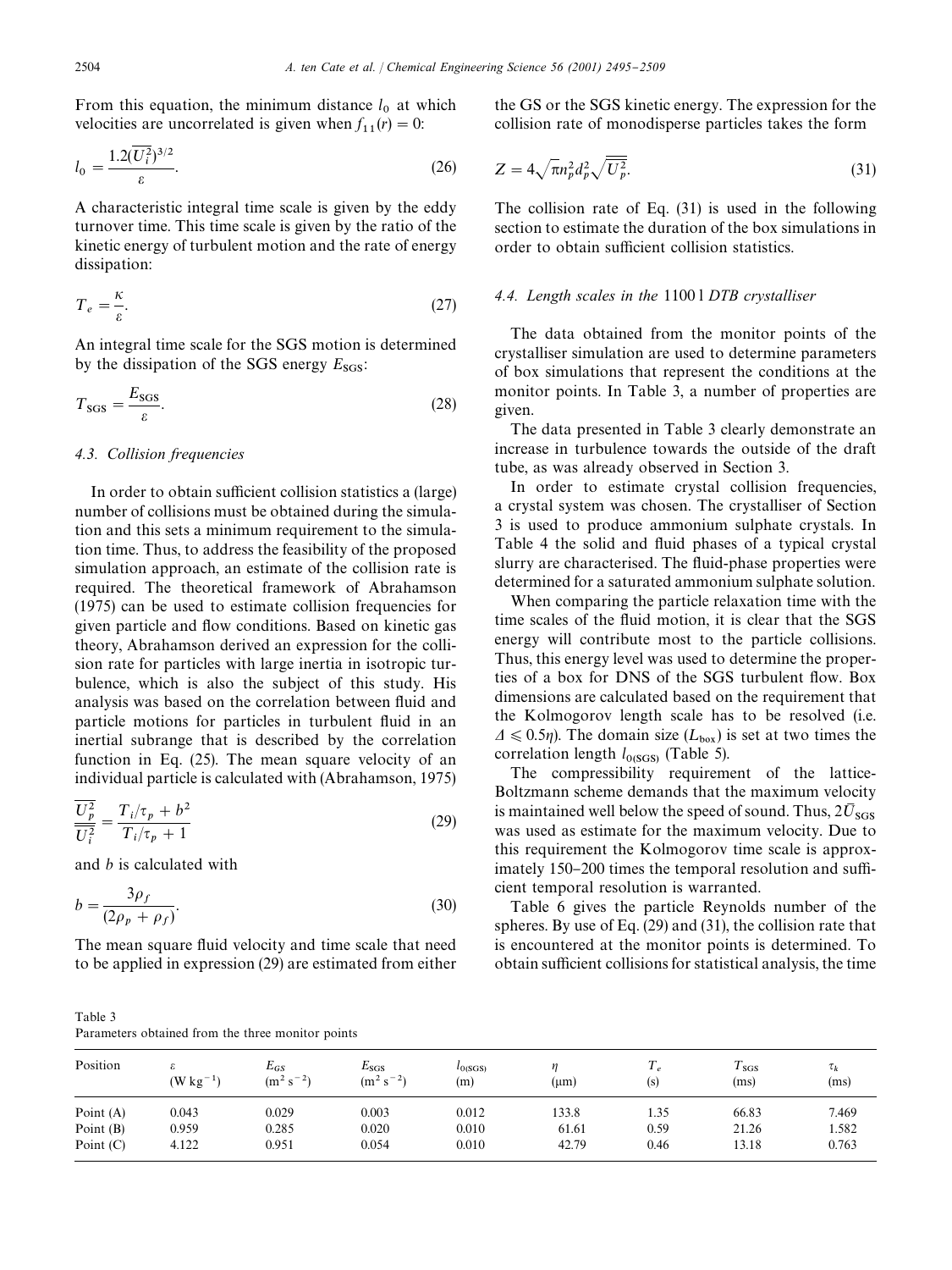From this equation, the minimum distance $l_0$ at which velocities are uncorrelated is given when $f_{11}(r) = 0$:

$$l_0 = \frac{1.2(\overline{U_i^2})^{3/2}}{\varepsilon}. \tag{26}$$

A characteristic integral time scale is given by the eddy turnover time. This time scale is given by the ratio of the kinetic energy of turbulent motion and the rate of energy dissipation:

$$T_e = \frac{\kappa}{\varepsilon}. \tag{27}$$

An integral time scale for the SGS motion is determined by the dissipation of the SGS energy $E_{\mathrm{SGS}}$:

$$T_{\mathrm{SGS}} = \frac{E_{\mathrm{SGS}}}{\varepsilon}. \tag{28}$$

### 4.3. Collision frequencies

In order to obtain sufficient collision statistics a (large) number of collisions must be obtained during the simulation and this sets a minimum requirement to the simulation time. Thus, to address the feasibility of the proposed simulation approach, an estimate of the collision rate is required. The theoretical framework of Abrahamson (1975) can be used to estimate collision frequencies for given particle and flow conditions. Based on kinetic gas theory, Abrahamson derived an expression for the collision rate for particles with large inertia in isotropic turbulence, which is also the subject of this study. His analysis was based on the correlation between fluid and particle motions for particles in turbulent fluid in an inertial subrange that is described by the correlation function in Eq. (25). The mean square velocity of an individual particle is calculated with (Abrahamson, 1975)

$$\frac{\overline{U_p^2}}{\overline{U_i^2}} = \frac{T_i/\tau_p + b^2}{T_i/\tau_p + 1} \tag{29}$$

and $b$ is calculated with

$$b = \frac{3\rho_f}{(2\rho_p + \rho_f)}. \tag{30}$$

The mean square fluid velocity and time scale that need to be applied in expression (29) are estimated from either the GS or the SGS kinetic energy. The expression for the collision rate of monodisperse particles takes the form

$$Z = 4\sqrt{\pi} n_p^2 d_p^2 \sqrt{\overline{\overline{U_p^2}}}. \tag{31}$$

The collision rate of Eq. (31) is used in the following section to estimate the duration of the box simulations in order to obtain sufficient collision statistics.

### 4.4. Length scales in the 1100 l DTB crystalliser

The data obtained from the monitor points of the crystalliser simulation are used to determine parameters of box simulations that represent the conditions at the monitor points. In Table 3, a number of properties are given.

The data presented in Table 3 clearly demonstrate an increase in turbulence towards the outside of the draft tube, as was already observed in Section 3.

In order to estimate crystal collision frequencies, a crystal system was chosen. The crystalliser of Section 3 is used to produce ammonium sulphate crystals. In Table 4 the solid and fluid phases of a typical crystal slurry are characterised. The fluid-phase properties were determined for a saturated ammonium sulphate solution.

When comparing the particle relaxation time with the time scales of the fluid motion, it is clear that the SGS energy will contribute most to the particle collisions. Thus, this energy level was used to determine the properties of a box for DNS of the SGS turbulent flow. Box dimensions are calculated based on the requirement that the Kolmogorov length scale has to be resolved (i.e. $\Delta \leqslant 0.5\eta$). The domain size ($L_{\mathrm{box}}$) is set at two times the correlation length $l_{0(\mathrm{SGS})}$ (Table 5).

The compressibility requirement of the lattice-Boltzmann scheme demands that the maximum velocity is maintained well below the speed of sound. Thus, $2\bar{U}_{\mathrm{SGS}}$ was used as estimate for the maximum velocity. Due to this requirement the Kolmogorov time scale is approximately 150–200 times the temporal resolution and sufficient temporal resolution is warranted.

Table 6 gives the particle Reynolds number of the spheres. By use of Eq. (29) and (31), the collision rate that is encountered at the monitor points is determined. To obtain sufficient collisions for statistical analysis, the time

Table 3
Parameters obtained from the three monitor points

| Position | $\varepsilon$ (W kg$^{-1}$) | $E_{GS}$ (m$^2$ s$^{-2}$) | $E_{\mathrm{SGS}}$ (m$^2$ s$^{-2}$) | $l_{0(\mathrm{SGS})}$ (m) | $\eta$ (μm) | $T_e$ (s) | $T_{\mathrm{SGS}}$ (ms) | $\tau_k$ (ms) |
|---|---|---|---|---|---|---|---|---|
| Point (A) | 0.043 | 0.029 | 0.003 | 0.012 | 133.8 | 1.35 | 66.83 | 7.469 |
| Point (B) | 0.959 | 0.285 | 0.020 | 0.010 | 61.61 | 0.59 | 21.26 | 1.582 |
| Point (C) | 4.122 | 0.951 | 0.054 | 0.010 | 42.79 | 0.46 | 13.18 | 0.763 |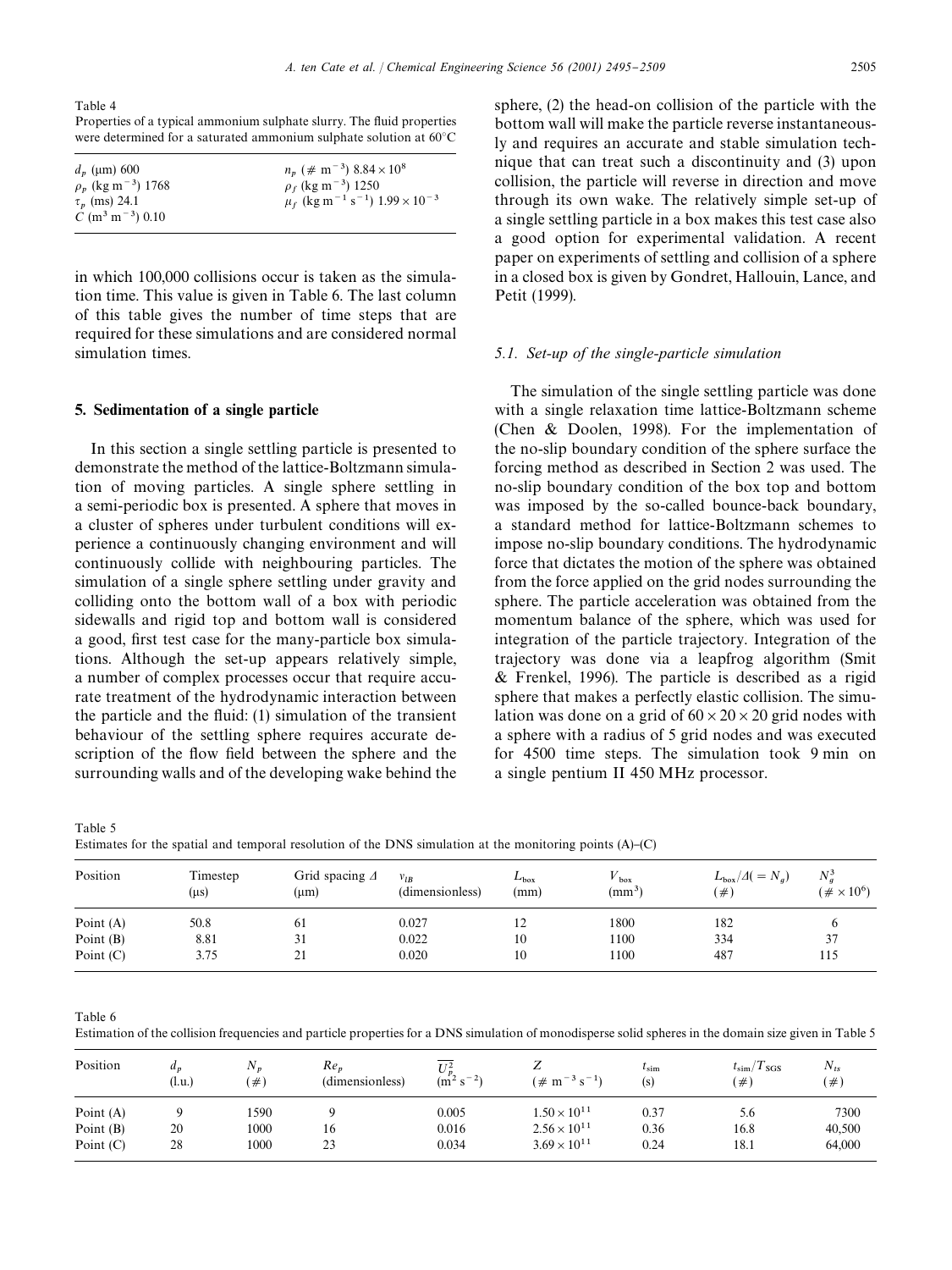Table 4
Properties of a typical ammonium sulphate slurry. The fluid properties were determined for a saturated ammonium sulphate solution at 60°C

| | |
|---|---|
| $d_p$ (μm) 600 | $n_p$ ($\# \ \mathrm{m}^{-3}$) $8.84 \times 10^8$ |
| $\rho_p$ ($\mathrm{kg\ m}^{-3}$) 1768 | $\rho_f$ ($\mathrm{kg\ m}^{-3}$) 1250 |
| $\tau_p$ (ms) 24.1 | $\mu_f$ ($\mathrm{kg\ m}^{-1}\ \mathrm{s}^{-1}$) $1.99 \times 10^{-3}$ |
| $C$ ($\mathrm{m}^3\ \mathrm{m}^{-3}$) 0.10 | |

in which 100,000 collisions occur is taken as the simulation time. This value is given in Table 6. The last column of this table gives the number of time steps that are required for these simulations and are considered normal simulation times.

## 5. Sedimentation of a single particle

In this section a single settling particle is presented to demonstrate the method of the lattice-Boltzmann simulation of moving particles. A single sphere settling in a semi-periodic box is presented. A sphere that moves in a cluster of spheres under turbulent conditions will experience a continuously changing environment and will continuously collide with neighbouring particles. The simulation of a single sphere settling under gravity and colliding onto the bottom wall of a box with periodic sidewalls and rigid top and bottom wall is considered a good, first test case for the many-particle box simulations. Although the set-up appears relatively simple, a number of complex processes occur that require accurate treatment of the hydrodynamic interaction between the particle and the fluid: (1) simulation of the transient behaviour of the settling sphere requires accurate description of the flow field between the sphere and the surrounding walls and of the developing wake behind the sphere, (2) the head-on collision of the particle with the bottom wall will make the particle reverse instantaneously and requires an accurate and stable simulation technique that can treat such a discontinuity and (3) upon collision, the particle will reverse in direction and move through its own wake. The relatively simple set-up of a single settling particle in a box makes this test case also a good option for experimental validation. A recent paper on experiments of settling and collision of a sphere in a closed box is given by Gondret, Hallouin, Lance, and Petit (1999).

### 5.1. Set-up of the single-particle simulation

The simulation of the single settling particle was done with a single relaxation time lattice-Boltzmann scheme (Chen & Doolen, 1998). For the implementation of the no-slip boundary condition of the sphere surface the forcing method as described in Section 2 was used. The no-slip boundary condition of the box top and bottom was imposed by the so-called bounce-back boundary, a standard method for lattice-Boltzmann schemes to impose no-slip boundary conditions. The hydrodynamic force that dictates the motion of the sphere was obtained from the force applied on the grid nodes surrounding the sphere. The particle acceleration was obtained from the momentum balance of the sphere, which was used for integration of the particle trajectory. Integration of the trajectory was done via a leapfrog algorithm (Smit & Frenkel, 1996). The particle is described as a rigid sphere that makes a perfectly elastic collision. The simulation was done on a grid of $60 \times 20 \times 20$ grid nodes with a sphere with a radius of 5 grid nodes and was executed for 4500 time steps. The simulation took 9 min on a single pentium II 450 MHz processor.

Table 5
Estimates for the spatial and temporal resolution of the DNS simulation at the monitoring points (A)–(C)

| Position | Timestep (μs) | Grid spacing $\Delta$ (μm) | $v_{tB}$ (dimensionless) | $L_{\mathrm{box}}$ (mm) | $V_{\mathrm{box}}$ ($\mathrm{mm}^3$) | $L_{\mathrm{box}}/\Delta (= N_g)$ ($\#$) | $N_g^3$ ($\# \times 10^6$) |
|---|---|---|---|---|---|---|---|
| Point (A) | 50.8 | 61 | 0.027 | 12 | 1800 | 182 | 6 |
| Point (B) | 8.81 | 31 | 0.022 | 10 | 1100 | 334 | 37 |
| Point (C) | 3.75 | 21 | 0.020 | 10 | 1100 | 487 | 115 |

Table 6
Estimation of the collision frequencies and particle properties for a DNS simulation of monodisperse solid spheres in the domain size given in Table 5

| Position | $d_p$ (l.u.) | $N_p$ ($\#$) | $Re_p$ (dimensionless) | $\overline{U_p^2}$ ($\mathrm{m}^2\ \mathrm{s}^{-2}$) | $Z$ ($\#\ \mathrm{m}^{-3}\ \mathrm{s}^{-1}$) | $t_{\mathrm{sim}}$ (s) | $t_{\mathrm{sim}}/T_{\mathrm{SGS}}$ ($\#$) | $N_{ts}$ ($\#$) |
|---|---|---|---|---|---|---|---|---|
| Point (A) | 9 | 1590 | 9 | 0.005 | $1.50 \times 10^{11}$ | 0.37 | 5.6 | 7300 |
| Point (B) | 20 | 1000 | 16 | 0.016 | $2.56 \times 10^{11}$ | 0.36 | 16.8 | 40,500 |
| Point (C) | 28 | 1000 | 23 | 0.034 | $3.69 \times 10^{11}$ | 0.24 | 18.1 | 64,000 |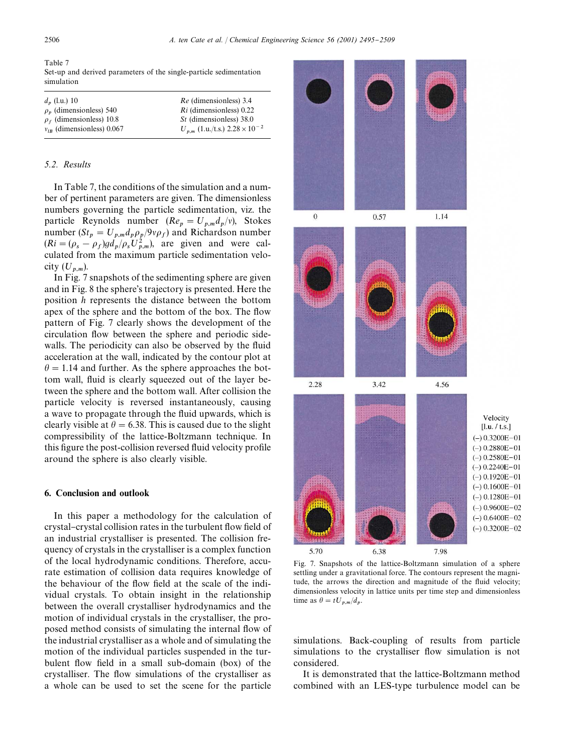Table 7
Set-up and derived parameters of the single-particle sedimentation simulation

| | |
|---|---|
| $d_p$ (l.u.) 10 | $Re$ (dimensionless) 3.4 |
| $\rho_p$ (dimensionless) 540 | $Ri$ (dimensionless) 0.22 |
| $\rho_f$ (dimensionless) 10.8 | $St$ (dimensionless) 38.0 |
| $v_{lB}$ (dimensionless) 0.067 | $U_{p,m}$ (l.u./t.s.) $2.28 \times 10^{-2}$ |

### 5.2. Results

In Table 7, the conditions of the simulation and a number of pertinent parameters are given. The dimensionless numbers governing the particle sedimentation, viz. the particle Reynolds number ($Re_p = U_{p,m}d_p/\nu$), Stokes number ($St_p = U_{p,m}d_p\rho_p/9\nu\rho_f$) and Richardson number ($Ri = (\rho_s - \rho_f)gd_p/\rho_s U_{p,m}^2$), are given and were calculated from the maximum particle sedimentation velocity ($U_{p,m}$).

In Fig. 7 snapshots of the sedimenting sphere are given and in Fig. 8 the sphere's trajectory is presented. Here the position $h$ represents the distance between the bottom apex of the sphere and the bottom of the box. The flow pattern of Fig. 7 clearly shows the development of the circulation flow between the sphere and periodic sidewalls. The periodicity can also be observed by the fluid acceleration at the wall, indicated by the contour plot at $\theta = 1.14$ and further. As the sphere approaches the bottom wall, fluid is clearly squeezed out of the layer between the sphere and the bottom wall. After collision the particle velocity is reversed instantaneously, causing a wave to propagate through the fluid upwards, which is clearly visible at $\theta = 6.38$. This is caused due to the slight compressibility of the lattice-Boltzmann technique. In this figure the post-collision reversed fluid velocity profile around the sphere is also clearly visible.

Fig. 7. Snapshots of the lattice-Boltzmann simulation of a sphere settling under a gravitational force. The contours represent the magnitude, the arrows the direction and magnitude of the fluid velocity; dimensionless velocity in lattice units per time step and dimensionless time as $\theta = tU_{p,m}/d_p$.

## 6. Conclusion and outlook

In this paper a methodology for the calculation of crystal–crystal collision rates in the turbulent flow field of an industrial crystalliser is presented. The collision frequency of crystals in the crystalliser is a complex function of the local hydrodynamic conditions. Therefore, accurate estimation of collision data requires knowledge of the behaviour of the flow field at the scale of the individual crystals. To obtain insight in the relationship between the overall crystalliser hydrodynamics and the motion of individual crystals in the crystalliser, the proposed method consists of simulating the internal flow of the industrial crystalliser as a whole and of simulating the motion of the individual particles suspended in the turbulent flow field in a small sub-domain (box) of the crystalliser. The flow simulations of the crystalliser as a whole can be used to set the scene for the particle simulations. Back-coupling of results from particle simulations to the crystalliser flow simulation is not considered.

It is demonstrated that the lattice-Boltzmann method combined with an LES-type turbulence model can be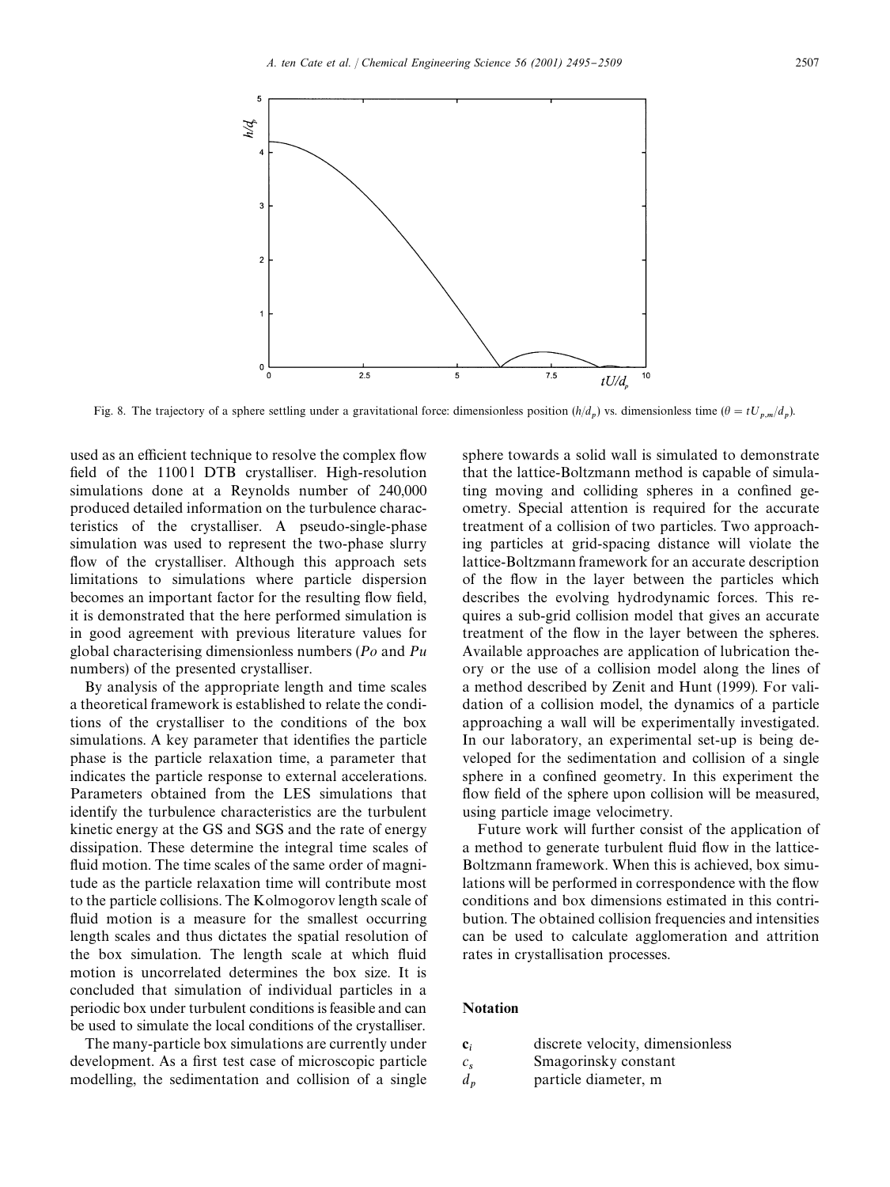Fig. 8. The trajectory of a sphere settling under a gravitational force: dimensionless position ($h/d_p$) vs. dimensionless time ($\theta = tU_{p,m}/d_p$).

used as an efficient technique to resolve the complex flow field of the 1100 l DTB crystalliser. High-resolution simulations done at a Reynolds number of 240,000 produced detailed information on the turbulence characteristics of the crystalliser. A pseudo-single-phase simulation was used to represent the two-phase slurry flow of the crystalliser. Although this approach sets limitations to simulations where particle dispersion becomes an important factor for the resulting flow field, it is demonstrated that the here performed simulation is in good agreement with previous literature values for global characterising dimensionless numbers (*Po* and *Pu* numbers) of the presented crystalliser.

By analysis of the appropriate length and time scales a theoretical framework is established to relate the conditions of the crystalliser to the conditions of the box simulations. A key parameter that identifies the particle phase is the particle relaxation time, a parameter that indicates the particle response to external accelerations. Parameters obtained from the LES simulations that identify the turbulence characteristics are the turbulent kinetic energy at the GS and SGS and the rate of energy dissipation. These determine the integral time scales of fluid motion. The time scales of the same order of magnitude as the particle relaxation time will contribute most to the particle collisions. The Kolmogorov length scale of fluid motion is a measure for the smallest occurring length scales and thus dictates the spatial resolution of the box simulation. The length scale at which fluid motion is uncorrelated determines the box size. It is concluded that simulation of individual particles in a periodic box under turbulent conditions is feasible and can be used to simulate the local conditions of the crystalliser.

The many-particle box simulations are currently under development. As a first test case of microscopic particle modelling, the sedimentation and collision of a single sphere towards a solid wall is simulated to demonstrate that the lattice-Boltzmann method is capable of simulating moving and colliding spheres in a confined geometry. Special attention is required for the accurate treatment of a collision of two particles. Two approaching particles at grid-spacing distance will violate the lattice-Boltzmann framework for an accurate description of the flow in the layer between the particles which describes the evolving hydrodynamic forces. This requires a sub-grid collision model that gives an accurate treatment of the flow in the layer between the spheres. Available approaches are application of lubrication theory or the use of a collision model along the lines of a method described by Zenit and Hunt (1999). For validation of a collision model, the dynamics of a particle approaching a wall will be experimentally investigated. In our laboratory, an experimental set-up is being developed for the sedimentation and collision of a single sphere in a confined geometry. In this experiment the flow field of the sphere upon collision will be measured, using particle image velocimetry.

Future work will further consist of the application of a method to generate turbulent fluid flow in the lattice-Boltzmann framework. When this is achieved, box simulations will be performed in correspondence with the flow conditions and box dimensions estimated in this contribution. The obtained collision frequencies and intensities can be used to calculate agglomeration and attrition rates in crystallisation processes.

## Notation

| | |
|---|---|
| $\mathbf{c}_i$ | discrete velocity, dimensionless |
| $c_s$ | Smagorinsky constant |
| $d_p$ | particle diameter, m |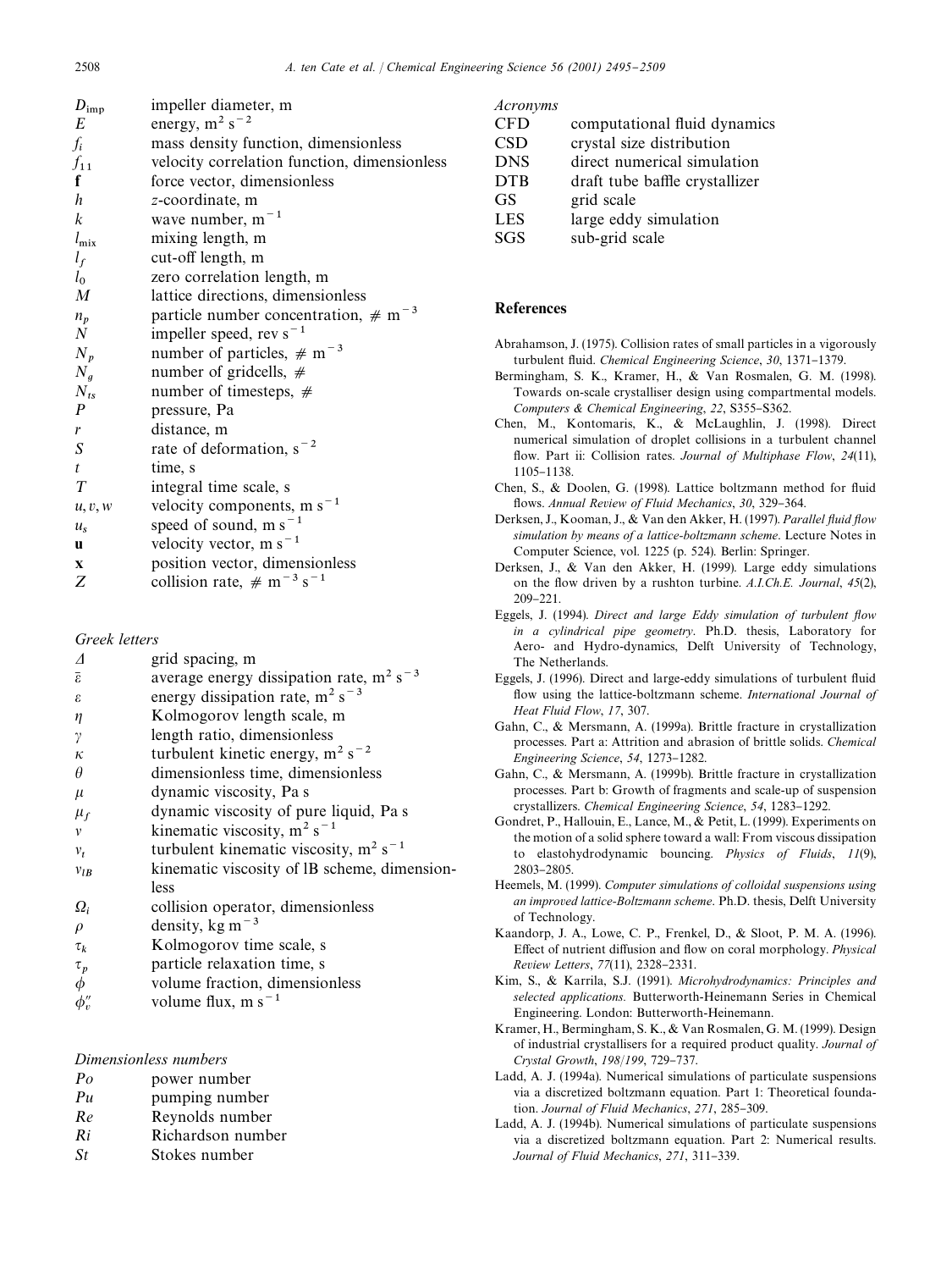| | |
|---|---|
| $D_{\mathrm{imp}}$ | impeller diameter, m |
| $E$ | energy, $\mathrm{m^2\,s^{-2}}$ |
| $f_i$ | mass density function, dimensionless |
| $f_{11}$ | velocity correlation function, dimensionless |
| $\mathbf{f}$ | force vector, dimensionless |
| $h$ | $z$-coordinate, m |
| $k$ | wave number, $\mathrm{m^{-1}}$ |
| $l_{\mathrm{mix}}$ | mixing length, m |
| $l_f$ | cut-off length, m |
| $l_0$ | zero correlation length, m |
| $M$ | lattice directions, dimensionless |
| $n_p$ | particle number concentration, $\#\,\mathrm{m^{-3}}$ |
| $N$ | impeller speed, $\mathrm{rev\,s^{-1}}$ |
| $N_p$ | number of particles, $\#\,\mathrm{m^{-3}}$ |
| $N_g$ | number of gridcells, $\#$ |
| $N_{ts}$ | number of timesteps, $\#$ |
| $P$ | pressure, Pa |
| $r$ | distance, m |
| $S$ | rate of deformation, $\mathrm{s^{-2}}$ |
| $t$ | time, s |
| $T$ | integral time scale, s |
| $u, v, w$ | velocity components, $\mathrm{m\,s^{-1}}$ |
| $u_s$ | speed of sound, $\mathrm{m\,s^{-1}}$ |
| $\mathbf{u}$ | velocity vector, $\mathrm{m\,s^{-1}}$ |
| $\mathbf{x}$ | position vector, dimensionless |
| $Z$ | collision rate, $\#\,\mathrm{m^{-3}\,s^{-1}}$ |

*Greek letters*

| | |
|---|---|
| $\Delta$ | grid spacing, m |
| $\bar{\varepsilon}$ | average energy dissipation rate, $\mathrm{m^2\,s^{-3}}$ |
| $\varepsilon$ | energy dissipation rate, $\mathrm{m^2\,s^{-3}}$ |
| $\eta$ | Kolmogorov length scale, m |
| $\gamma$ | length ratio, dimensionless |
| $\kappa$ | turbulent kinetic energy, $\mathrm{m^2\,s^{-2}}$ |
| $\theta$ | dimensionless time, dimensionless |
| $\mu$ | dynamic viscosity, Pa s |
| $\mu_f$ | dynamic viscosity of pure liquid, Pa s |
| $\nu$ | kinematic viscosity, $\mathrm{m^2\,s^{-1}}$ |
| $\nu_t$ | turbulent kinematic viscosity, $\mathrm{m^2\,s^{-1}}$ |
| $\nu_{lB}$ | kinematic viscosity of lB scheme, dimensionless |
| $\Omega_i$ | collision operator, dimensionless |
| $\rho$ | density, $\mathrm{kg\,m^{-3}}$ |
| $\tau_k$ | Kolmogorov time scale, s |
| $\tau_p$ | particle relaxation time, s |
| $\phi$ | volume fraction, dimensionless |
| $\phi''_v$ | volume flux, $\mathrm{m\,s^{-1}}$ |

*Dimensionless numbers*

| | |
|---|---|
| $Po$ | power number |
| $Pu$ | pumping number |
| $Re$ | Reynolds number |
| $Ri$ | Richardson number |
| $St$ | Stokes number |

*Acronyms*

| | |
|---|---|
| CFD | computational fluid dynamics |
| CSD | crystal size distribution |
| DNS | direct numerical simulation |
| DTB | draft tube baffle crystallizer |
| GS | grid scale |
| LES | large eddy simulation |
| SGS | sub-grid scale |

## References

Abrahamson, J. (1975). Collision rates of small particles in a vigorously turbulent fluid. *Chemical Engineering Science*, *30*, 1371–1379.

Bermingham, S. K., Kramer, H., & Van Rosmalen, G. M. (1998). Towards on-scale crystalliser design using compartmental models. *Computers & Chemical Engineering*, *22*, S355–S362.

Chen, M., Kontomaris, K., & McLaughlin, J. (1998). Direct numerical simulation of droplet collisions in a turbulent channel flow. Part ii: Collision rates. *Journal of Multiphase Flow*, *24*(11), 1105–1138.

Chen, S., & Doolen, G. (1998). Lattice boltzmann method for fluid flows. *Annual Review of Fluid Mechanics*, *30*, 329–364.

Derksen, J., Kooman, J., & Van den Akker, H. (1997). *Parallel fluid flow simulation by means of a lattice-boltzmann scheme*. Lecture Notes in Computer Science, vol. 1225 (p. 524). Berlin: Springer.

Derksen, J., & Van den Akker, H. (1999). Large eddy simulations on the flow driven by a rushton turbine. *A.I.Ch.E. Journal*, *45*(2), 209–221.

Eggels, J. (1994). *Direct and large Eddy simulation of turbulent flow in a cylindrical pipe geometry*. Ph.D. thesis, Laboratory for Aero- and Hydro-dynamics, Delft University of Technology, The Netherlands.

Eggels, J. (1996). Direct and large-eddy simulations of turbulent fluid flow using the lattice-boltzmann scheme. *International Journal of Heat Fluid Flow*, *17*, 307.

Gahn, C., & Mersmann, A. (1999a). Brittle fracture in crystallization processes. Part a: Attrition and abrasion of brittle solids. *Chemical Engineering Science*, *54*, 1273–1282.

Gahn, C., & Mersmann, A. (1999b). Brittle fracture in crystallization processes. Part b: Growth of fragments and scale-up of suspension crystallizers. *Chemical Engineering Science*, *54*, 1283–1292.

Gondret, P., Hallouin, E., Lance, M., & Petit, L. (1999). Experiments on the motion of a solid sphere toward a wall: From viscous dissipation to elastohydrodynamic bouncing. *Physics of Fluids*, *11*(9), 2803–2805.

Heemels, M. (1999). *Computer simulations of colloidal suspensions using an improved lattice-Boltzmann scheme*. Ph.D. thesis, Delft University of Technology.

Kaandorp, J. A., Lowe, C. P., Frenkel, D., & Sloot, P. M. A. (1996). Effect of nutrient diffusion and flow on coral morphology. *Physical Review Letters*, *77*(11), 2328–2331.

Kim, S., & Karrila, S.J. (1991). *Microhydrodynamics: Principles and selected applications*. Butterworth-Heinemann Series in Chemical Engineering. London: Butterworth-Heinemann.

Kramer, H., Bermingham, S. K., & Van Rosmalen, G. M. (1999). Design of industrial crystallisers for a required product quality. *Journal of Crystal Growth*, *198/199*, 729–737.

Ladd, A. J. (1994a). Numerical simulations of particulate suspensions via a discretized boltzmann equation. Part 1: Theoretical foundation. *Journal of Fluid Mechanics*, *271*, 285–309.

Ladd, A. J. (1994b). Numerical simulations of particulate suspensions via a discretized boltzmann equation. Part 2: Numerical results. *Journal of Fluid Mechanics*, *271*, 311–339.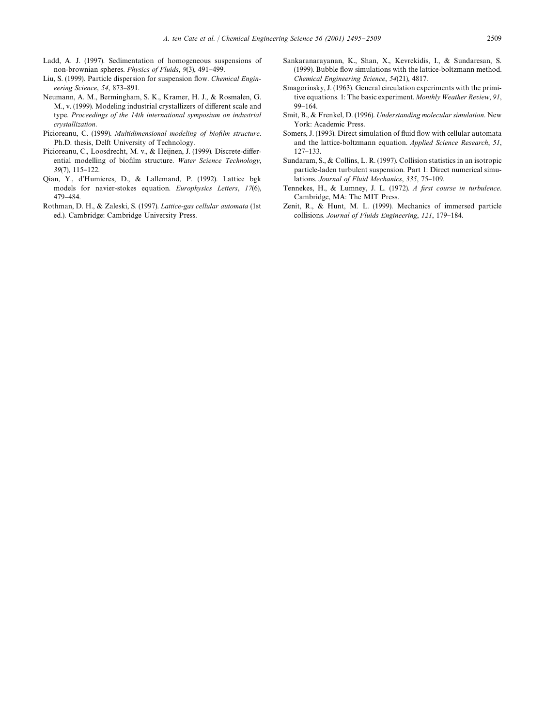Ladd, A. J. (1997). Sedimentation of homogeneous suspensions of non-brownian spheres. *Physics of Fluids*, *9*(3), 491–499.

Liu, S. (1999). Particle dispersion for suspension flow. *Chemical Engineering Science*, *54*, 873–891.

Neumann, A. M., Bermingham, S. K., Kramer, H. J., & Rosmalen, G. M., v. (1999). Modeling industrial crystallizers of different scale and type. *Proceedings of the 14th international symposium on industrial crystallization*.

Picioreanu, C. (1999). *Multidimensional modeling of biofilm structure*. Ph.D. thesis, Delft University of Technology.

Picioreanu, C., Loosdrecht, M. v., & Heijnen, J. (1999). Discrete-differential modelling of biofilm structure. *Water Science Technology*, *39*(7), 115–122.

Qian, Y., d'Humieres, D., & Lallemand, P. (1992). Lattice bgk models for navier-stokes equation. *Europhysics Letters*, *17*(6), 479–484.

Rothman, D. H., & Zaleski, S. (1997). *Lattice-gas cellular automata* (1st ed.). Cambridge: Cambridge University Press.

Sankaranarayanan, K., Shan, X., Kevrekidis, I., & Sundaresan, S. (1999). Bubble flow simulations with the lattice-boltzmann method. *Chemical Engineering Science*, *54*(21), 4817.

Smagorinsky, J. (1963). General circulation experiments with the primitive equations. 1: The basic experiment. *Monthly Weather Review*, *91*, 99–164.

Smit, B., & Frenkel, D. (1996). *Understanding molecular simulation*. New York: Academic Press.

Somers, J. (1993). Direct simulation of fluid flow with cellular automata and the lattice-boltzmann equation. *Applied Science Research*, *51*, 127–133.

Sundaram, S., & Collins, L. R. (1997). Collision statistics in an isotropic particle-laden turbulent suspension. Part 1: Direct numerical simulations. *Journal of Fluid Mechanics*, *335*, 75–109.

Tennekes, H., & Lumney, J. L. (1972). *A first course in turbulence*. Cambridge, MA: The MIT Press.

Zenit, R., & Hunt, M. L. (1999). Mechanics of immersed particle collisions. *Journal of Fluids Engineering*, *121*, 179–184.